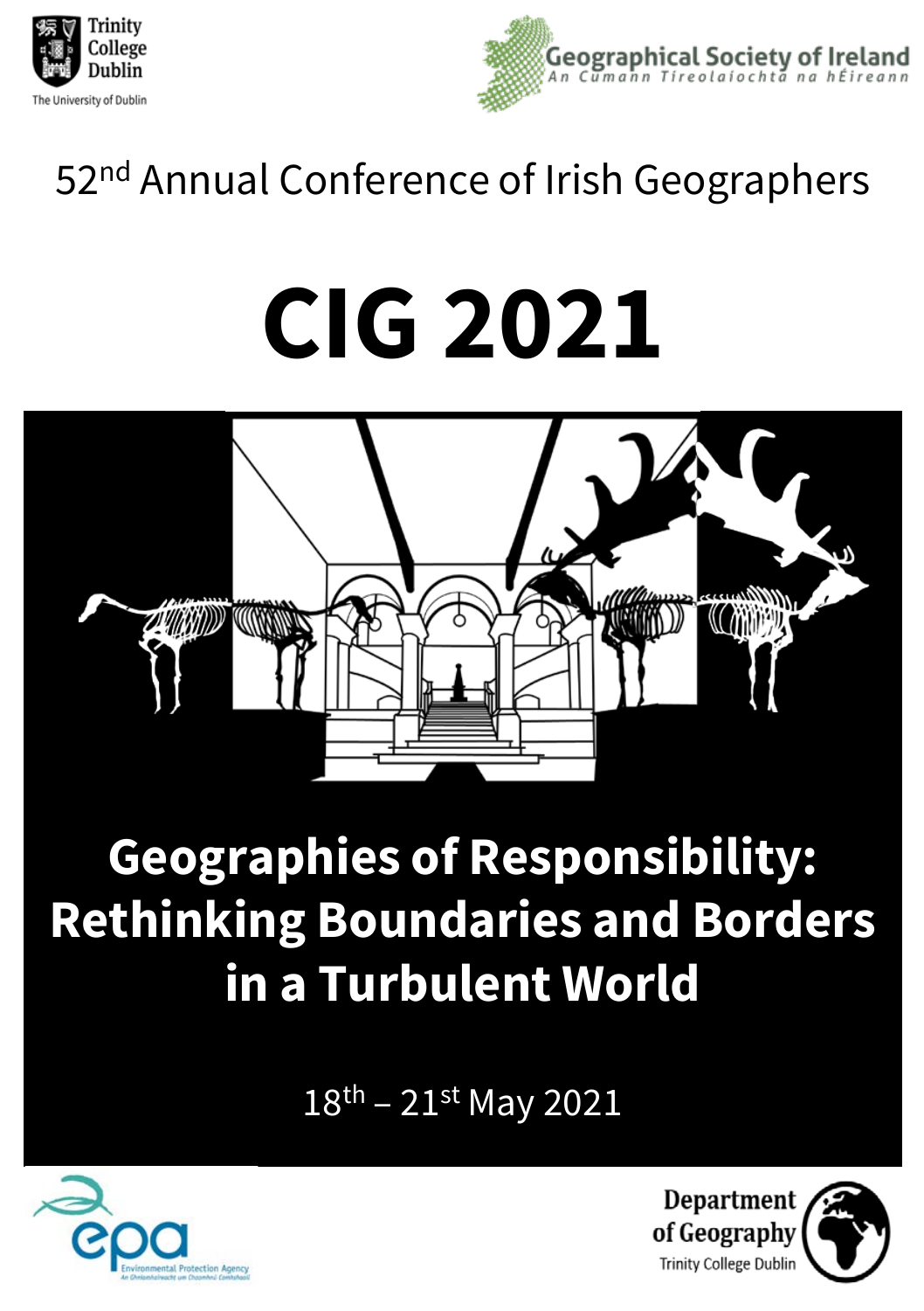Trinity College Dublin
The University of Dublin

Geographical Society of Ireland
An Cumann Tíreolaíochta na hÉireann

52nd Annual Conference of Irish Geographers

# CIG 2021

## Geographies of Responsibility: Rethinking Boundaries and Borders in a Turbulent World

18th – 21st May 2021

epa
Environmental Protection Agency
An Ghníomhaireacht um Chaomhnú Comhshaoil

Department of Geography
Trinity College Dublin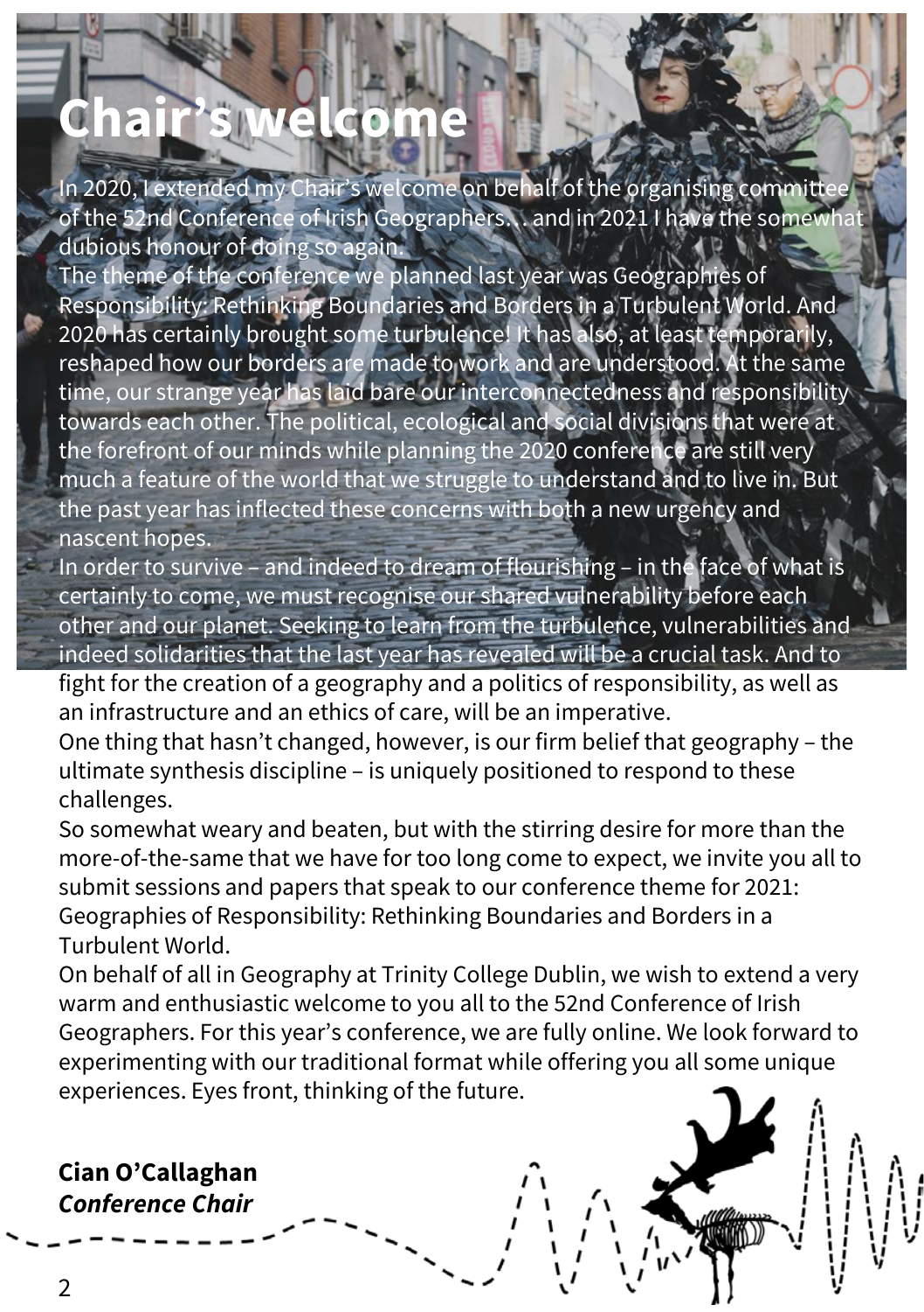# Chair's welcome

In 2020, I extended my Chair's welcome on behalf of the organising committee of the 52nd Conference of Irish Geographers… and in 2021 I have the somewhat dubious honour of doing so again.

The theme of the conference we planned last year was Geographies of Responsibility: Rethinking Boundaries and Borders in a Turbulent World. And 2020 has certainly brought some turbulence! It has also, at least temporarily, reshaped how our borders are made to work and are understood. At the same time, our strange year has laid bare our interconnectedness and responsibility towards each other. The political, ecological and social divisions that were at the forefront of our minds while planning the 2020 conference are still very much a feature of the world that we struggle to understand and to live in. But the past year has inflected these concerns with both a new urgency and nascent hopes.

In order to survive – and indeed to dream of flourishing – in the face of what is certainly to come, we must recognise our shared vulnerability before each other and our planet. Seeking to learn from the turbulence, vulnerabilities and indeed solidarities that the last year has revealed will be a crucial task. And to fight for the creation of a geography and a politics of responsibility, as well as an infrastructure and an ethics of care, will be an imperative.

One thing that hasn't changed, however, is our firm belief that geography – the ultimate synthesis discipline – is uniquely positioned to respond to these challenges.

So somewhat weary and beaten, but with the stirring desire for more than the more-of-the-same that we have for too long come to expect, we invite you all to submit sessions and papers that speak to our conference theme for 2021: Geographies of Responsibility: Rethinking Boundaries and Borders in a Turbulent World.

On behalf of all in Geography at Trinity College Dublin, we wish to extend a very warm and enthusiastic welcome to you all to the 52nd Conference of Irish Geographers. For this year's conference, we are fully online. We look forward to experimenting with our traditional format while offering you all some unique experiences. Eyes front, thinking of the future.

**Cian O'Callaghan**
***Conference Chair***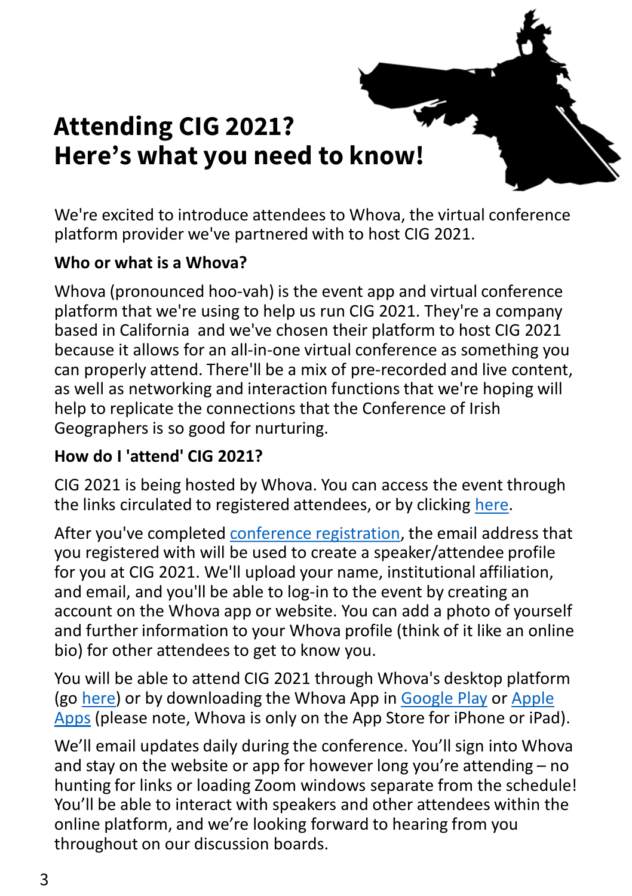# Attending CIG 2021?
# Here's what you need to know!

We're excited to introduce attendees to Whova, the virtual conference platform provider we've partnered with to host CIG 2021.

**Who or what is a Whova?**

Whova (pronounced hoo-vah) is the event app and virtual conference platform that we're using to help us run CIG 2021. They're a company based in California  and we've chosen their platform to host CIG 2021 because it allows for an all-in-one virtual conference as something you can properly attend. There'll be a mix of pre-recorded and live content, as well as networking and interaction functions that we're hoping will help to replicate the connections that the Conference of Irish Geographers is so good for nurturing.

**How do I 'attend' CIG 2021?**

CIG 2021 is being hosted by Whova. You can access the event through the links circulated to registered attendees, or by clicking here.

After you've completed conference registration, the email address that you registered with will be used to create a speaker/attendee profile for you at CIG 2021. We'll upload your name, institutional affiliation, and email, and you'll be able to log-in to the event by creating an account on the Whova app or website. You can add a photo of yourself and further information to your Whova profile (think of it like an online bio) for other attendees to get to know you.

You will be able to attend CIG 2021 through Whova's desktop platform (go here) or by downloading the Whova App in Google Play or Apple Apps (please note, Whova is only on the App Store for iPhone or iPad).

We'll email updates daily during the conference. You'll sign into Whova and stay on the website or app for however long you're attending – no hunting for links or loading Zoom windows separate from the schedule! You'll be able to interact with speakers and other attendees within the online platform, and we're looking forward to hearing from you throughout on our discussion boards.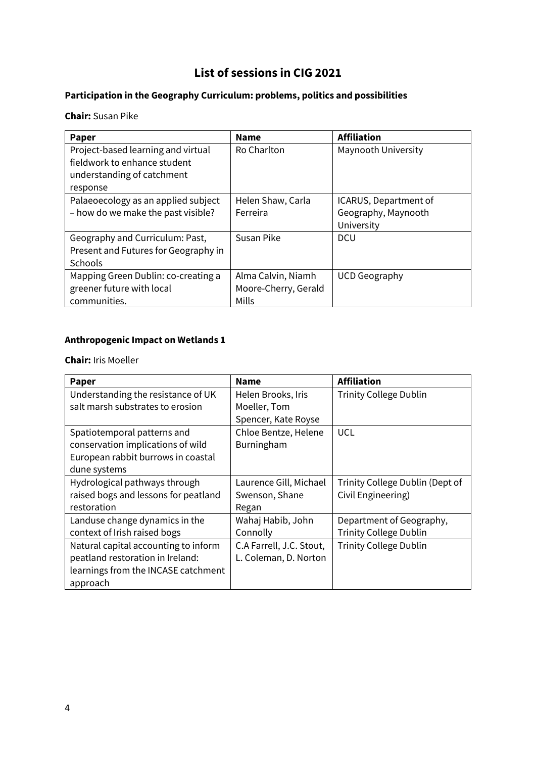# List of sessions in CIG 2021

### Participation in the Geography Curriculum: problems, politics and possibilities

**Chair:** Susan Pike

| Paper | Name | Affiliation |
|---|---|---|
| Project-based learning and virtual fieldwork to enhance student understanding of catchment response | Ro Charlton | Maynooth University |
| Palaeoecology as an applied subject – how do we make the past visible? | Helen Shaw, Carla Ferreira | ICARUS, Department of Geography, Maynooth University |
| Geography and Curriculum: Past, Present and Futures for Geography in Schools | Susan Pike | DCU |
| Mapping Green Dublin: co-creating a greener future with local communities. | Alma Calvin, Niamh Moore-Cherry, Gerald Mills | UCD Geography |

### Anthropogenic Impact on Wetlands 1

**Chair:** Iris Moeller

| Paper | Name | Affiliation |
|---|---|---|
| Understanding the resistance of UK salt marsh substrates to erosion | Helen Brooks, Iris Moeller, Tom Spencer, Kate Royse | Trinity College Dublin |
| Spatiotemporal patterns and conservation implications of wild European rabbit burrows in coastal dune systems | Chloe Bentze, Helene Burningham | UCL |
| Hydrological pathways through raised bogs and lessons for peatland restoration | Laurence Gill, Michael Swenson, Shane Regan | Trinity College Dublin (Dept of Civil Engineering) |
| Landuse change dynamics in the context of Irish raised bogs | Wahaj Habib, John Connolly | Department of Geography, Trinity College Dublin |
| Natural capital accounting to inform peatland restoration in Ireland: learnings from the INCASE catchment approach | C.A Farrell, J.C. Stout, L. Coleman, D. Norton | Trinity College Dublin |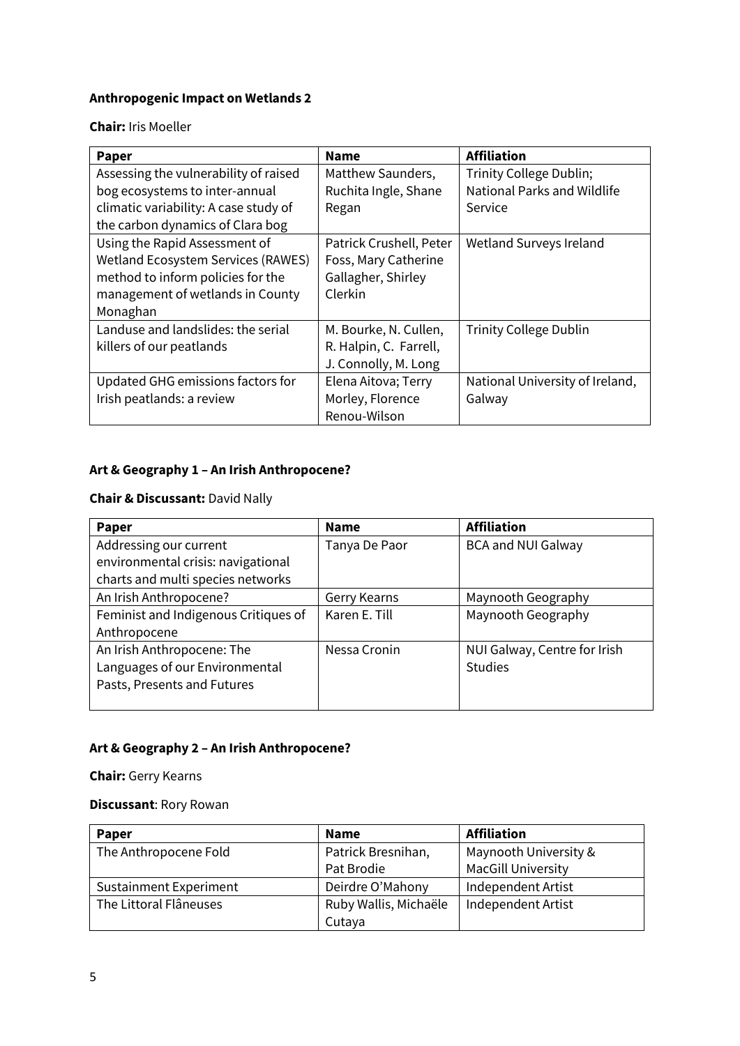**Anthropogenic Impact on Wetlands 2**

**Chair:** Iris Moeller

| Paper | Name | Affiliation |
|---|---|---|
| Assessing the vulnerability of raised bog ecosystems to inter-annual climatic variability: A case study of the carbon dynamics of Clara bog | Matthew Saunders, Ruchita Ingle, Shane Regan | Trinity College Dublin; National Parks and Wildlife Service |
| Using the Rapid Assessment of Wetland Ecosystem Services (RAWES) method to inform policies for the management of wetlands in County Monaghan | Patrick Crushell, Peter Foss, Mary Catherine Gallagher, Shirley Clerkin | Wetland Surveys Ireland |
| Landuse and landslides: the serial killers of our peatlands | M. Bourke, N. Cullen, R. Halpin, C. Farrell, J. Connolly, M. Long | Trinity College Dublin |
| Updated GHG emissions factors for Irish peatlands: a review | Elena Aitova; Terry Morley, Florence Renou-Wilson | National University of Ireland, Galway |

**Art & Geography 1 – An Irish Anthropocene?**

**Chair & Discussant:** David Nally

| Paper | Name | Affiliation |
|---|---|---|
| Addressing our current environmental crisis: navigational charts and multi species networks | Tanya De Paor | BCA and NUI Galway |
| An Irish Anthropocene? | Gerry Kearns | Maynooth Geography |
| Feminist and Indigenous Critiques of Anthropocene | Karen E. Till | Maynooth Geography |
| An Irish Anthropocene: The Languages of our Environmental Pasts, Presents and Futures | Nessa Cronin | NUI Galway, Centre for Irish Studies |

**Art & Geography 2 – An Irish Anthropocene?**

**Chair:** Gerry Kearns

**Discussant**: Rory Rowan

| Paper | Name | Affiliation |
|---|---|---|
| The Anthropocene Fold | Patrick Bresnihan, Pat Brodie | Maynooth University & MacGill University |
| Sustainment Experiment | Deirdre O'Mahony | Independent Artist |
| The Littoral Flâneuses | Ruby Wallis, Michaële Cutaya | Independent Artist |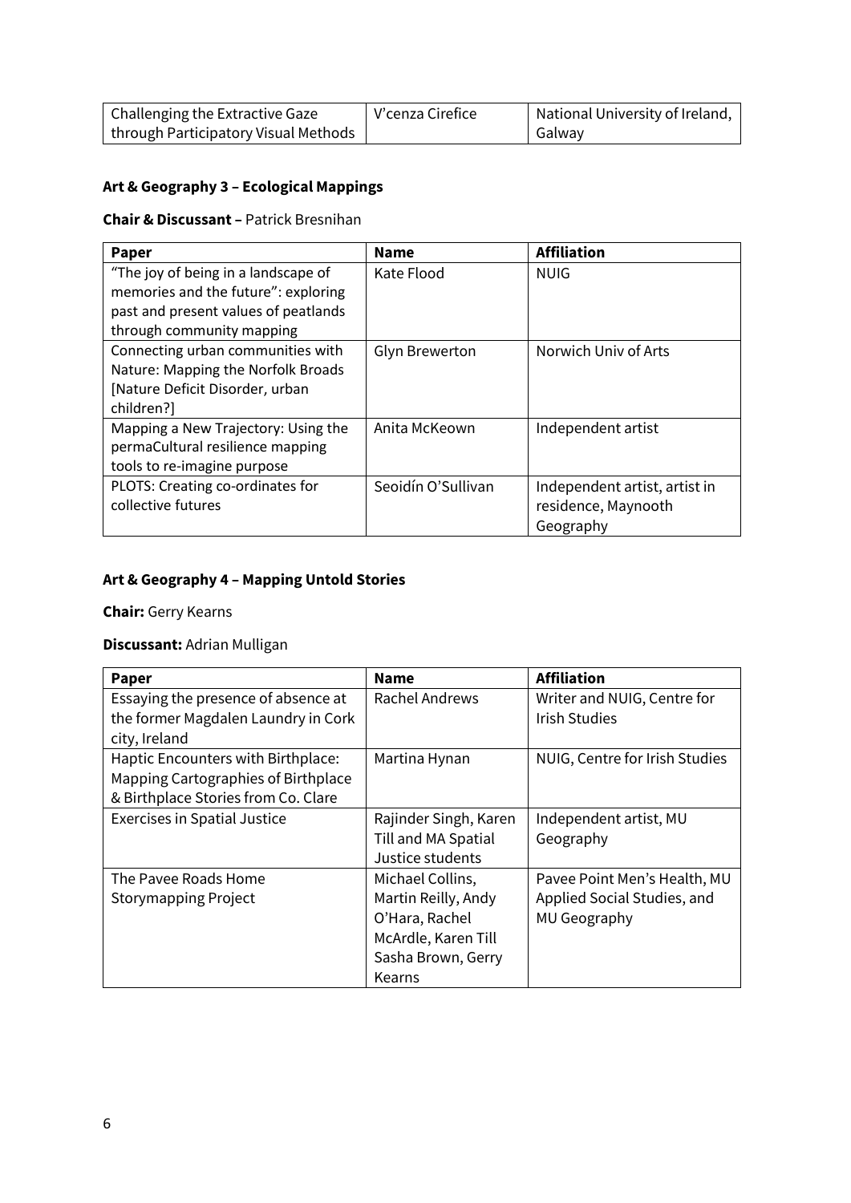| Challenging the Extractive Gaze through Participatory Visual Methods | V'cenza Cirefice | National University of Ireland, Galway |
|---|---|---|

**Art & Geography 3 – Ecological Mappings**

**Chair & Discussant –** Patrick Bresnihan

| Paper | Name | Affiliation |
|---|---|---|
| "The joy of being in a landscape of memories and the future": exploring past and present values of peatlands through community mapping | Kate Flood | NUIG |
| Connecting urban communities with Nature: Mapping the Norfolk Broads [Nature Deficit Disorder, urban children?] | Glyn Brewerton | Norwich Univ of Arts |
| Mapping a New Trajectory: Using the permaCultural resilience mapping tools to re-imagine purpose | Anita McKeown | Independent artist |
| PLOTS: Creating co-ordinates for collective futures | Seoidín O'Sullivan | Independent artist, artist in residence, Maynooth Geography |

**Art & Geography 4 – Mapping Untold Stories**

**Chair:** Gerry Kearns

**Discussant:** Adrian Mulligan

| Paper | Name | Affiliation |
|---|---|---|
| Essaying the presence of absence at the former Magdalen Laundry in Cork city, Ireland | Rachel Andrews | Writer and NUIG, Centre for Irish Studies |
| Haptic Encounters with Birthplace: Mapping Cartographies of Birthplace & Birthplace Stories from Co. Clare | Martina Hynan | NUIG, Centre for Irish Studies |
| Exercises in Spatial Justice | Rajinder Singh, Karen Till and MA Spatial Justice students | Independent artist, MU Geography |
| The Pavee Roads Home Storymapping Project | Michael Collins, Martin Reilly, Andy O'Hara, Rachel McArdle, Karen Till Sasha Brown, Gerry Kearns | Pavee Point Men's Health, MU Applied Social Studies, and MU Geography |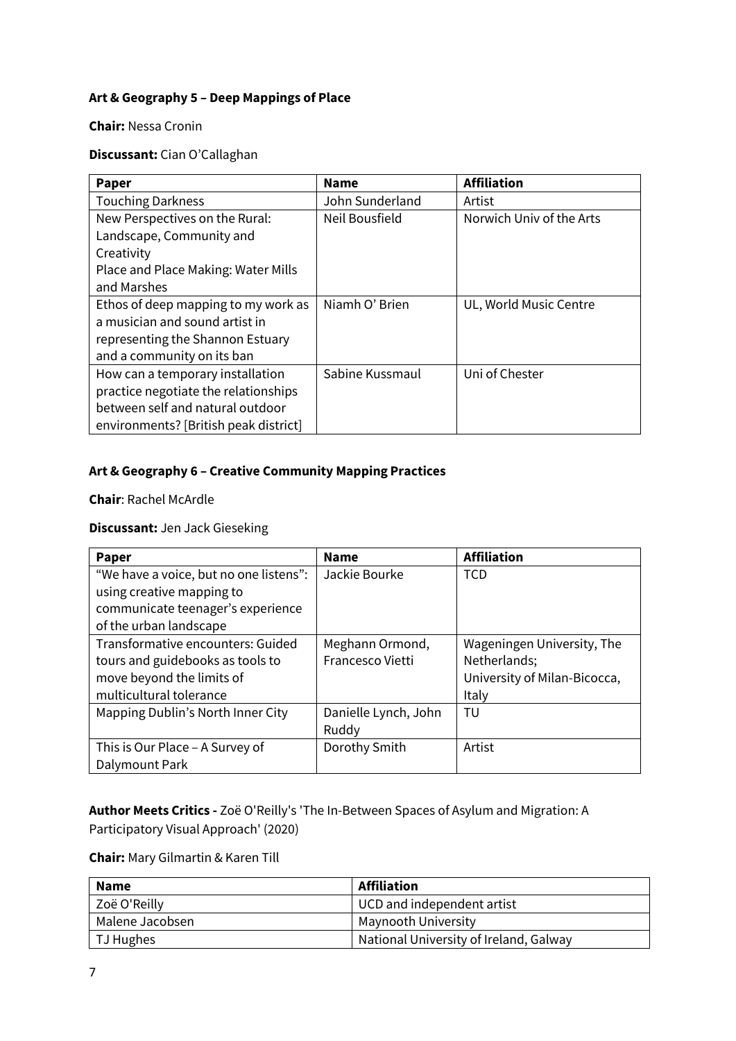**Art & Geography 5 – Deep Mappings of Place**

**Chair:** Nessa Cronin

**Discussant:** Cian O'Callaghan

| Paper | Name | Affiliation |
|---|---|---|
| Touching Darkness | John Sunderland | Artist |
| New Perspectives on the Rural: Landscape, Community and Creativity<br>Place and Place Making: Water Mills and Marshes | Neil Bousfield | Norwich Univ of the Arts |
| Ethos of deep mapping to my work as a musician and sound artist in representing the Shannon Estuary and a community on its ban | Niamh O' Brien | UL, World Music Centre |
| How can a temporary installation practice negotiate the relationships between self and natural outdoor environments? [British peak district] | Sabine Kussmaul | Uni of Chester |

**Art & Geography 6 – Creative Community Mapping Practices**

**Chair**: Rachel McArdle

**Discussant:** Jen Jack Gieseking

| Paper | Name | Affiliation |
|---|---|---|
| "We have a voice, but no one listens": using creative mapping to communicate teenager's experience of the urban landscape | Jackie Bourke | TCD |
| Transformative encounters: Guided tours and guidebooks as tools to move beyond the limits of multicultural tolerance | Meghann Ormond, Francesco Vietti | Wageningen University, The Netherlands; University of Milan-Bicocca, Italy |
| Mapping Dublin's North Inner City | Danielle Lynch, John Ruddy | TU |
| This is Our Place – A Survey of Dalymount Park | Dorothy Smith | Artist |

**Author Meets Critics -** Zoë O'Reilly's 'The In-Between Spaces of Asylum and Migration: A Participatory Visual Approach' (2020)

**Chair:** Mary Gilmartin & Karen Till

| Name | Affiliation |
|---|---|
| Zoë O'Reilly | UCD and independent artist |
| Malene Jacobsen | Maynooth University |
| TJ Hughes | National University of Ireland, Galway |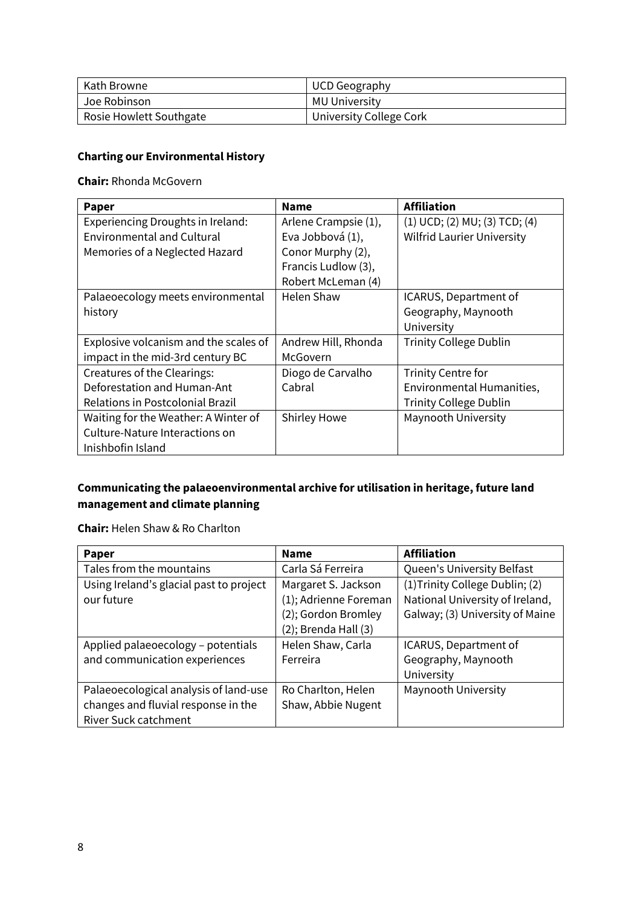| Kath Browne | UCD Geography |
|---|---|
| Joe Robinson | MU University |
| Rosie Howlett Southgate | University College Cork |

**Charting our Environmental History**

**Chair:** Rhonda McGovern

| Paper | Name | Affiliation |
|---|---|---|
| Experiencing Droughts in Ireland: Environmental and Cultural Memories of a Neglected Hazard | Arlene Crampsie (1), Eva Jobbová (1), Conor Murphy (2), Francis Ludlow (3), Robert McLeman (4) | (1) UCD; (2) MU; (3) TCD; (4) Wilfrid Laurier University |
| Palaeoecology meets environmental history | Helen Shaw | ICARUS, Department of Geography, Maynooth University |
| Explosive volcanism and the scales of impact in the mid-3rd century BC | Andrew Hill, Rhonda McGovern | Trinity College Dublin |
| Creatures of the Clearings: Deforestation and Human-Ant Relations in Postcolonial Brazil | Diogo de Carvalho Cabral | Trinity Centre for Environmental Humanities, Trinity College Dublin |
| Waiting for the Weather: A Winter of Culture-Nature Interactions on Inishbofin Island | Shirley Howe | Maynooth University |

**Communicating the palaeoenvironmental archive for utilisation in heritage, future land management and climate planning**

**Chair:** Helen Shaw & Ro Charlton

| Paper | Name | Affiliation |
|---|---|---|
| Tales from the mountains | Carla Sá Ferreira | Queen's University Belfast |
| Using Ireland's glacial past to project our future | Margaret S. Jackson (1); Adrienne Foreman (2); Gordon Bromley (2); Brenda Hall (3) | (1)Trinity College Dublin; (2) National University of Ireland, Galway; (3) University of Maine |
| Applied palaeoecology – potentials and communication experiences | Helen Shaw, Carla Ferreira | ICARUS, Department of Geography, Maynooth University |
| Palaeoecological analysis of land-use changes and fluvial response in the River Suck catchment | Ro Charlton, Helen Shaw, Abbie Nugent | Maynooth University |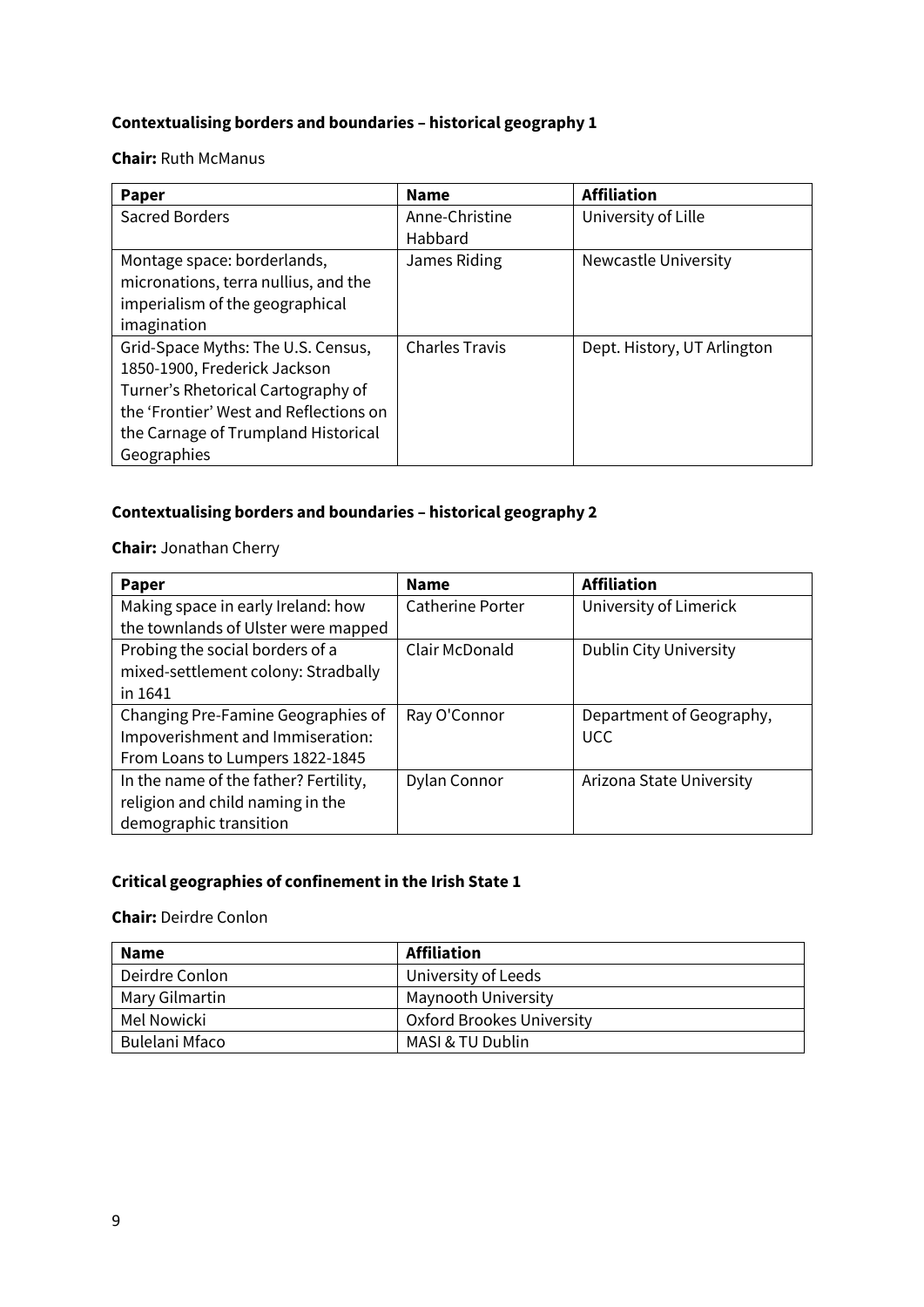**Contextualising borders and boundaries – historical geography 1**

**Chair:** Ruth McManus

| Paper | Name | Affiliation |
|---|---|---|
| Sacred Borders | Anne-Christine Habbard | University of Lille |
| Montage space: borderlands, micronations, terra nullius, and the imperialism of the geographical imagination | James Riding | Newcastle University |
| Grid-Space Myths: The U.S. Census, 1850-1900, Frederick Jackson Turner's Rhetorical Cartography of the 'Frontier' West and Reflections on the Carnage of Trumpland Historical Geographies | Charles Travis | Dept. History, UT Arlington |

**Contextualising borders and boundaries – historical geography 2**

**Chair:** Jonathan Cherry

| Paper | Name | Affiliation |
|---|---|---|
| Making space in early Ireland: how the townlands of Ulster were mapped | Catherine Porter | University of Limerick |
| Probing the social borders of a mixed-settlement colony: Stradbally in 1641 | Clair McDonald | Dublin City University |
| Changing Pre-Famine Geographies of Impoverishment and Immiseration: From Loans to Lumpers 1822-1845 | Ray O'Connor | Department of Geography, UCC |
| In the name of the father? Fertility, religion and child naming in the demographic transition | Dylan Connor | Arizona State University |

**Critical geographies of confinement in the Irish State 1**

**Chair:** Deirdre Conlon

| Name | Affiliation |
|---|---|
| Deirdre Conlon | University of Leeds |
| Mary Gilmartin | Maynooth University |
| Mel Nowicki | Oxford Brookes University |
| Bulelani Mfaco | MASI & TU Dublin |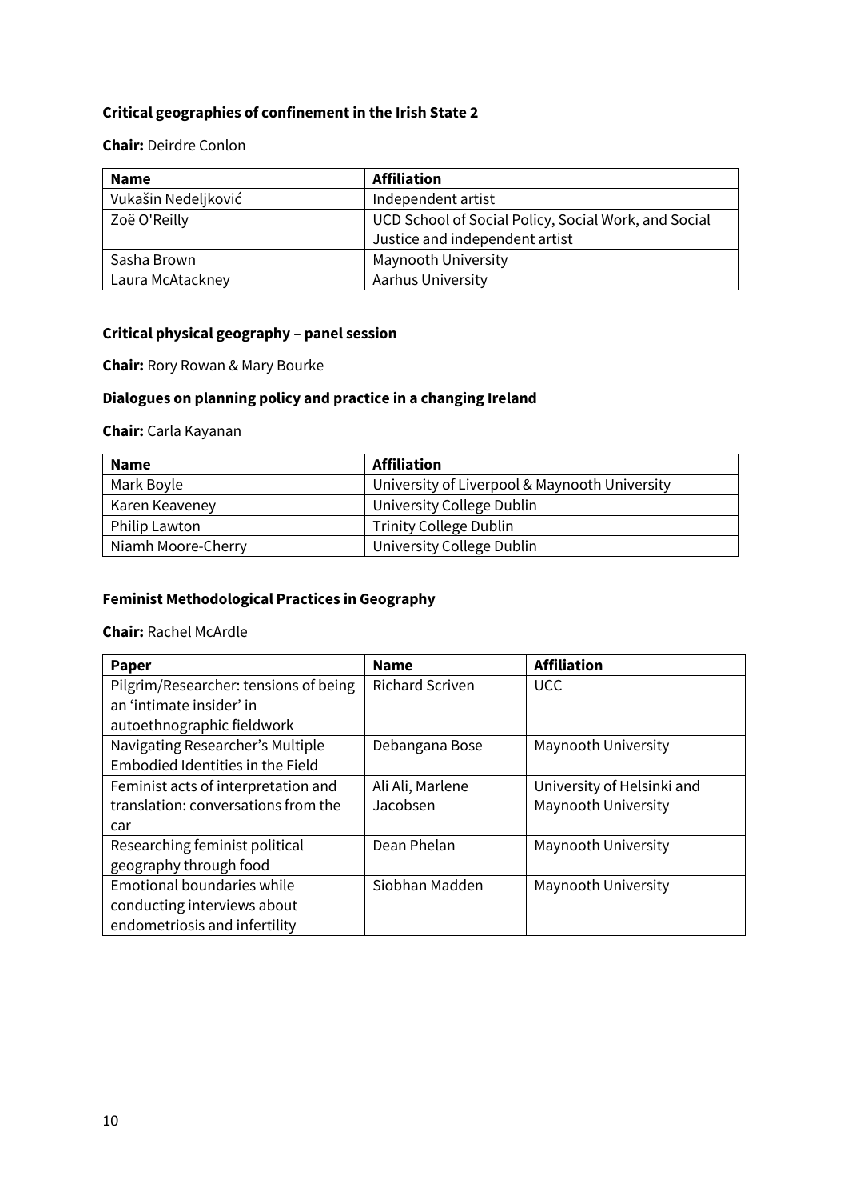### Critical geographies of confinement in the Irish State 2

**Chair:** Deirdre Conlon

| Name | Affiliation |
|---|---|
| Vukašin Nedeljković | Independent artist |
| Zoë O'Reilly | UCD School of Social Policy, Social Work, and Social Justice and independent artist |
| Sasha Brown | Maynooth University |
| Laura McAtackney | Aarhus University |

### Critical physical geography – panel session

**Chair:** Rory Rowan & Mary Bourke

### Dialogues on planning policy and practice in a changing Ireland

**Chair:** Carla Kayanan

| Name | Affiliation |
|---|---|
| Mark Boyle | University of Liverpool & Maynooth University |
| Karen Keaveney | University College Dublin |
| Philip Lawton | Trinity College Dublin |
| Niamh Moore-Cherry | University College Dublin |

### Feminist Methodological Practices in Geography

**Chair:** Rachel McArdle

| Paper | Name | Affiliation |
|---|---|---|
| Pilgrim/Researcher: tensions of being an 'intimate insider' in autoethnographic fieldwork | Richard Scriven | UCC |
| Navigating Researcher's Multiple Embodied Identities in the Field | Debangana Bose | Maynooth University |
| Feminist acts of interpretation and translation: conversations from the car | Ali Ali, Marlene Jacobsen | University of Helsinki and Maynooth University |
| Researching feminist political geography through food | Dean Phelan | Maynooth University |
| Emotional boundaries while conducting interviews about endometriosis and infertility | Siobhan Madden | Maynooth University |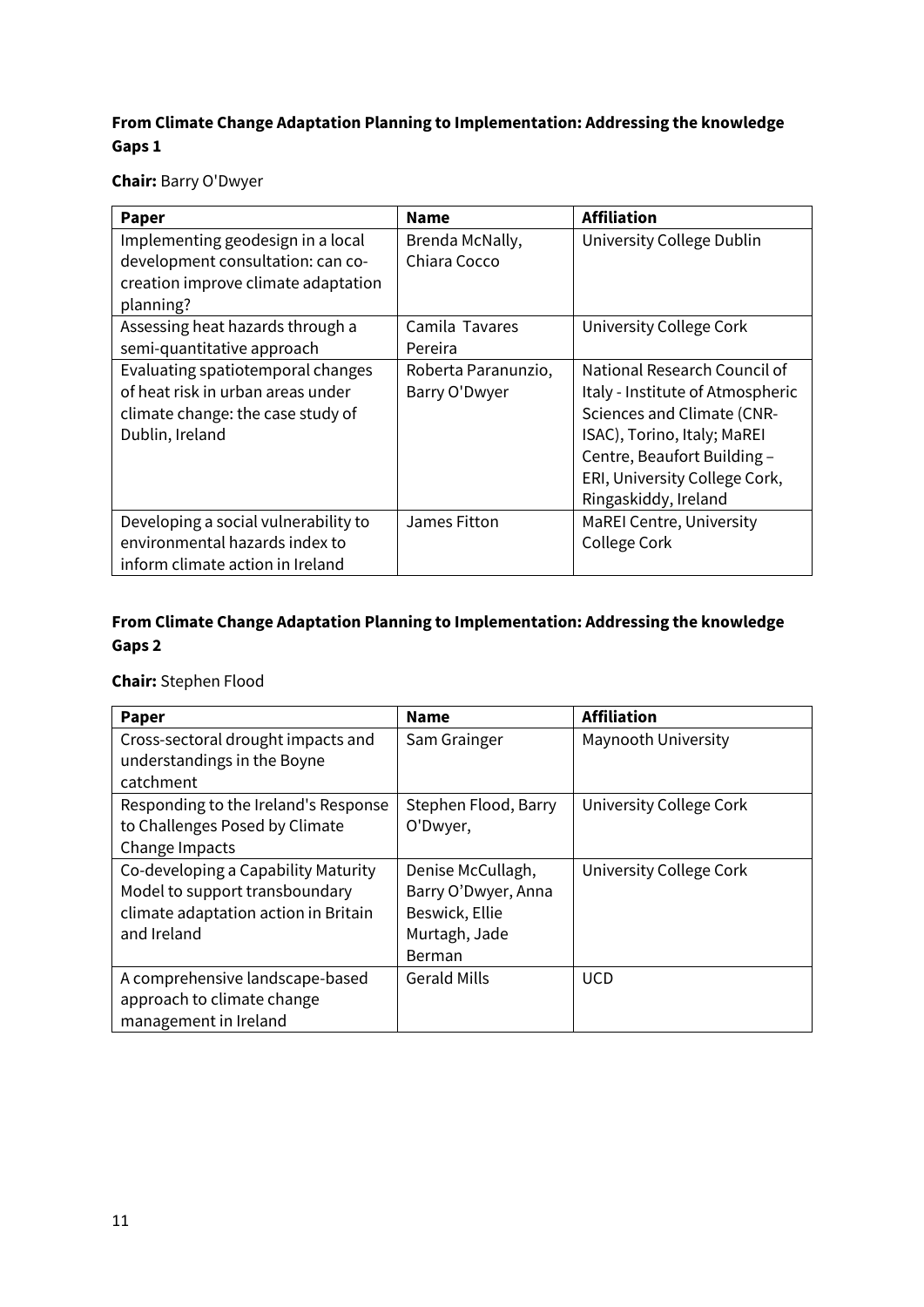**From Climate Change Adaptation Planning to Implementation: Addressing the knowledge Gaps 1**

**Chair:** Barry O'Dwyer

| Paper | Name | Affiliation |
| --- | --- | --- |
| Implementing geodesign in a local development consultation: can co-creation improve climate adaptation planning? | Brenda McNally, Chiara Cocco | University College Dublin |
| Assessing heat hazards through a semi-quantitative approach | Camila Tavares Pereira | University College Cork |
| Evaluating spatiotemporal changes of heat risk in urban areas under climate change: the case study of Dublin, Ireland | Roberta Paranunzio, Barry O'Dwyer | National Research Council of Italy - Institute of Atmospheric Sciences and Climate (CNR-ISAC), Torino, Italy; MaREI Centre, Beaufort Building – ERI, University College Cork, Ringaskiddy, Ireland |
| Developing a social vulnerability to environmental hazards index to inform climate action in Ireland | James Fitton | MaREI Centre, University College Cork |

**From Climate Change Adaptation Planning to Implementation: Addressing the knowledge Gaps 2**

**Chair:** Stephen Flood

| Paper | Name | Affiliation |
| --- | --- | --- |
| Cross-sectoral drought impacts and understandings in the Boyne catchment | Sam Grainger | Maynooth University |
| Responding to the Ireland's Response to Challenges Posed by Climate Change Impacts | Stephen Flood, Barry O'Dwyer, | University College Cork |
| Co-developing a Capability Maturity Model to support transboundary climate adaptation action in Britain and Ireland | Denise McCullagh, Barry O'Dwyer, Anna Beswick, Ellie Murtagh, Jade Berman | University College Cork |
| A comprehensive landscape-based approach to climate change management in Ireland | Gerald Mills | UCD |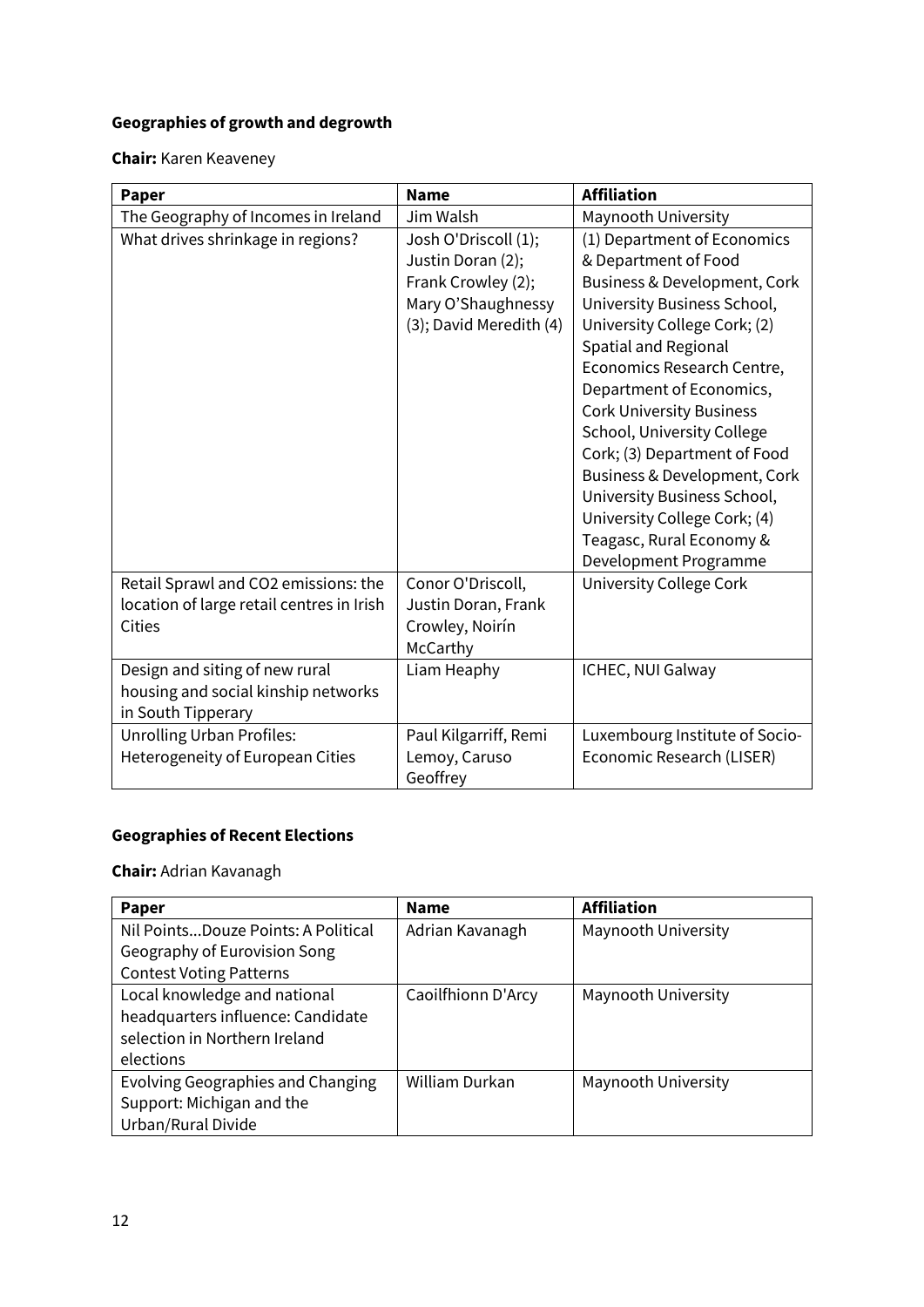**Geographies of growth and degrowth**

**Chair:** Karen Keaveney

| Paper | Name | Affiliation |
|---|---|---|
| The Geography of Incomes in Ireland | Jim Walsh | Maynooth University |
| What drives shrinkage in regions? | Josh O'Driscoll (1); Justin Doran (2); Frank Crowley (2); Mary O'Shaughnessy (3); David Meredith (4) | (1) Department of Economics & Department of Food Business & Development, Cork University Business School, University College Cork; (2) Spatial and Regional Economics Research Centre, Department of Economics, Cork University Business School, University College Cork; (3) Department of Food Business & Development, Cork University Business School, University College Cork; (4) Teagasc, Rural Economy & Development Programme |
| Retail Sprawl and CO2 emissions: the location of large retail centres in Irish Cities | Conor O'Driscoll, Justin Doran, Frank Crowley, Noirín McCarthy | University College Cork |
| Design and siting of new rural housing and social kinship networks in South Tipperary | Liam Heaphy | ICHEC, NUI Galway |
| Unrolling Urban Profiles: Heterogeneity of European Cities | Paul Kilgarriff, Remi Lemoy, Caruso Geoffrey | Luxembourg Institute of Socio-Economic Research (LISER) |

**Geographies of Recent Elections**

**Chair:** Adrian Kavanagh

| Paper | Name | Affiliation |
|---|---|---|
| Nil Points...Douze Points: A Political Geography of Eurovision Song Contest Voting Patterns | Adrian Kavanagh | Maynooth University |
| Local knowledge and national headquarters influence: Candidate selection in Northern Ireland elections | Caoilfhionn D'Arcy | Maynooth University |
| Evolving Geographies and Changing Support: Michigan and the Urban/Rural Divide | William Durkan | Maynooth University |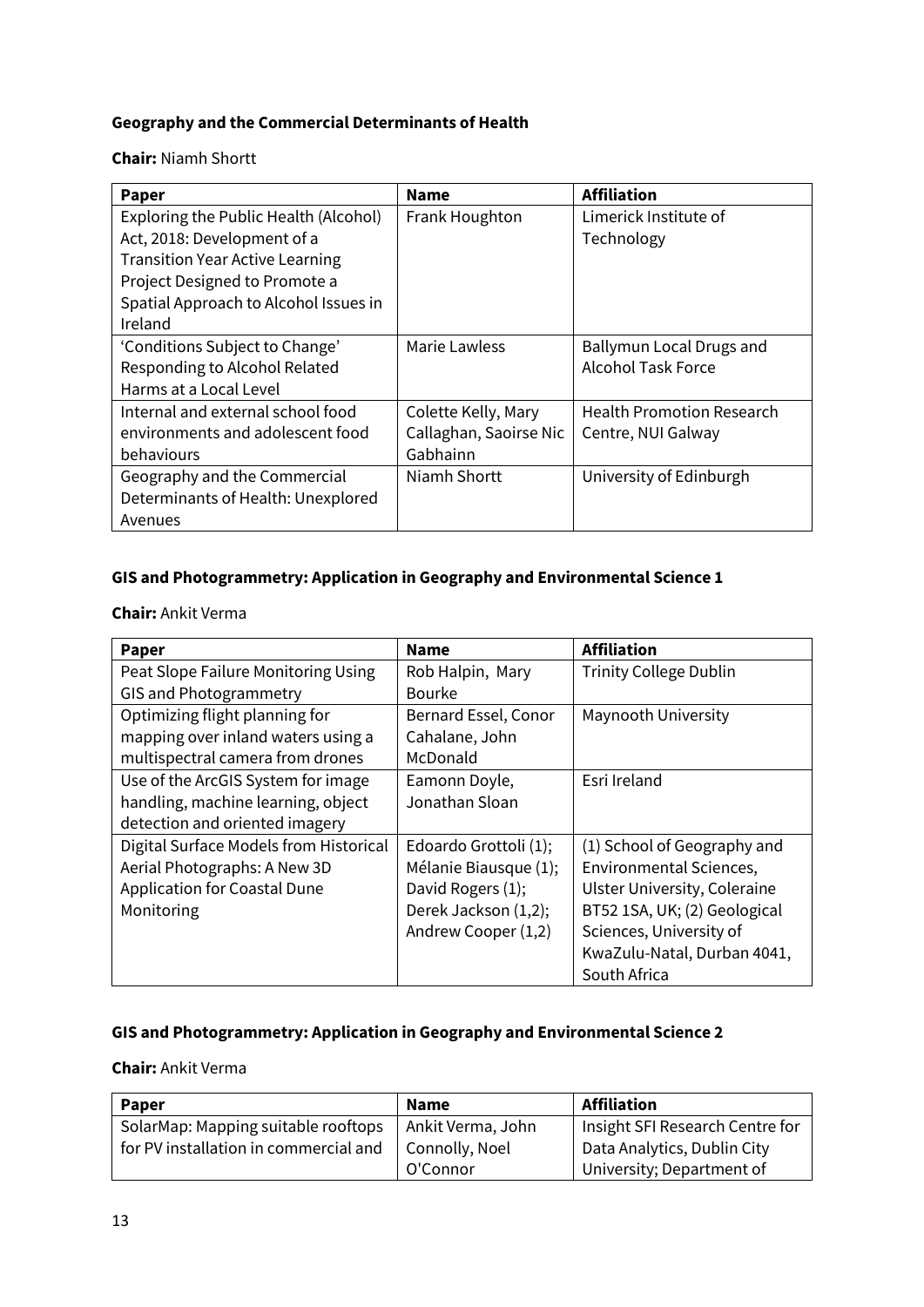**Geography and the Commercial Determinants of Health**

**Chair:** Niamh Shortt

| Paper | Name | Affiliation |
|---|---|---|
| Exploring the Public Health (Alcohol) Act, 2018: Development of a Transition Year Active Learning Project Designed to Promote a Spatial Approach to Alcohol Issues in Ireland | Frank Houghton | Limerick Institute of Technology |
| 'Conditions Subject to Change' Responding to Alcohol Related Harms at a Local Level | Marie Lawless | Ballymun Local Drugs and Alcohol Task Force |
| Internal and external school food environments and adolescent food behaviours | Colette Kelly, Mary Callaghan, Saoirse Nic Gabhainn | Health Promotion Research Centre, NUI Galway |
| Geography and the Commercial Determinants of Health: Unexplored Avenues | Niamh Shortt | University of Edinburgh |

**GIS and Photogrammetry: Application in Geography and Environmental Science 1**

**Chair:** Ankit Verma

| Paper | Name | Affiliation |
|---|---|---|
| Peat Slope Failure Monitoring Using GIS and Photogrammetry | Rob Halpin, Mary Bourke | Trinity College Dublin |
| Optimizing flight planning for mapping over inland waters using a multispectral camera from drones | Bernard Essel, Conor Cahalane, John McDonald | Maynooth University |
| Use of the ArcGIS System for image handling, machine learning, object detection and oriented imagery | Eamonn Doyle, Jonathan Sloan | Esri Ireland |
| Digital Surface Models from Historical Aerial Photographs: A New 3D Application for Coastal Dune Monitoring | Edoardo Grottoli (1); Mélanie Biausque (1); David Rogers (1); Derek Jackson (1,2); Andrew Cooper (1,2) | (1) School of Geography and Environmental Sciences, Ulster University, Coleraine BT52 1SA, UK; (2) Geological Sciences, University of KwaZulu-Natal, Durban 4041, South Africa |

**GIS and Photogrammetry: Application in Geography and Environmental Science 2**

**Chair:** Ankit Verma

| Paper | Name | Affiliation |
|---|---|---|
| SolarMap: Mapping suitable rooftops for PV installation in commercial and | Ankit Verma, John Connolly, Noel O'Connor | Insight SFI Research Centre for Data Analytics, Dublin City University; Department of |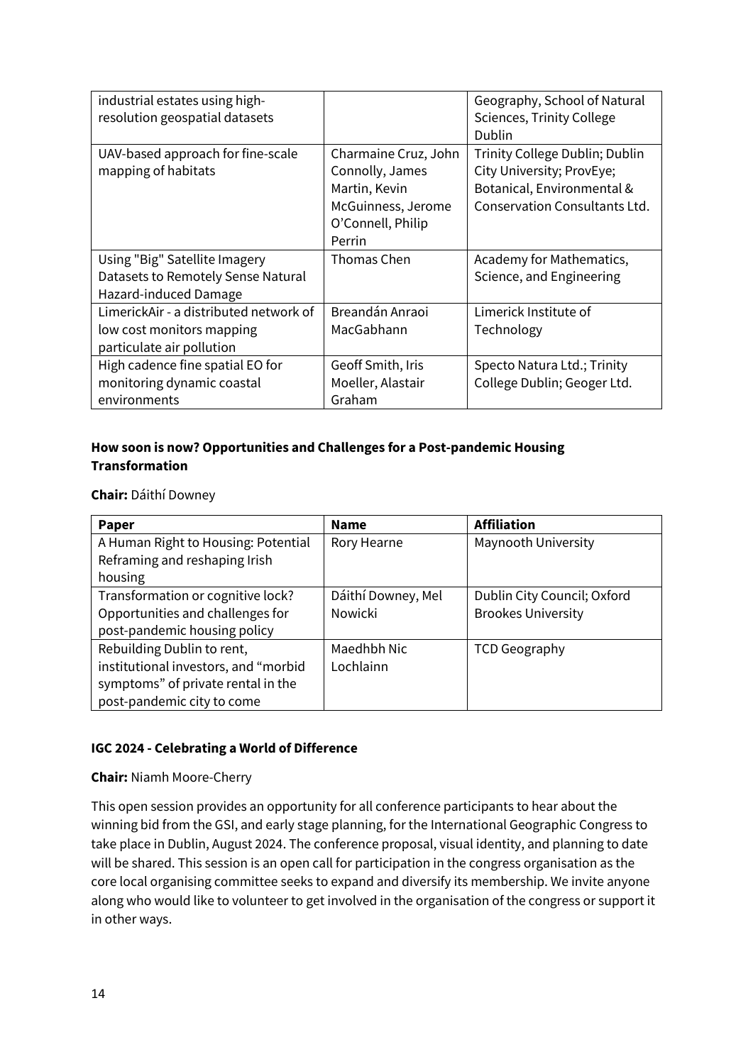| | | |
|---|---|---|
| industrial estates using high-resolution geospatial datasets | | Geography, School of Natural Sciences, Trinity College Dublin |
| UAV-based approach for fine-scale mapping of habitats | Charmaine Cruz, John Connolly, James Martin, Kevin McGuinness, Jerome O'Connell, Philip Perrin | Trinity College Dublin; Dublin City University; ProvEye; Botanical, Environmental & Conservation Consultants Ltd. |
| Using "Big" Satellite Imagery Datasets to Remotely Sense Natural Hazard-induced Damage | Thomas Chen | Academy for Mathematics, Science, and Engineering |
| LimerickAir - a distributed network of low cost monitors mapping particulate air pollution | Breandán Anraoi MacGabhann | Limerick Institute of Technology |
| High cadence fine spatial EO for monitoring dynamic coastal environments | Geoff Smith, Iris Moeller, Alastair Graham | Specto Natura Ltd.; Trinity College Dublin; Geoger Ltd. |

**How soon is now? Opportunities and Challenges for a Post-pandemic Housing Transformation**

**Chair:** Dáithí Downey

| Paper | Name | Affiliation |
|---|---|---|
| A Human Right to Housing: Potential Reframing and reshaping Irish housing | Rory Hearne | Maynooth University |
| Transformation or cognitive lock? Opportunities and challenges for post-pandemic housing policy | Dáithí Downey, Mel Nowicki | Dublin City Council; Oxford Brookes University |
| Rebuilding Dublin to rent, institutional investors, and "morbid symptoms" of private rental in the post-pandemic city to come | Maedhbh Nic Lochlainn | TCD Geography |

**IGC 2024 - Celebrating a World of Difference**

**Chair:** Niamh Moore-Cherry

This open session provides an opportunity for all conference participants to hear about the winning bid from the GSI, and early stage planning, for the International Geographic Congress to take place in Dublin, August 2024. The conference proposal, visual identity, and planning to date will be shared. This session is an open call for participation in the congress organisation as the core local organising committee seeks to expand and diversify its membership. We invite anyone along who would like to volunteer to get involved in the organisation of the congress or support it in other ways.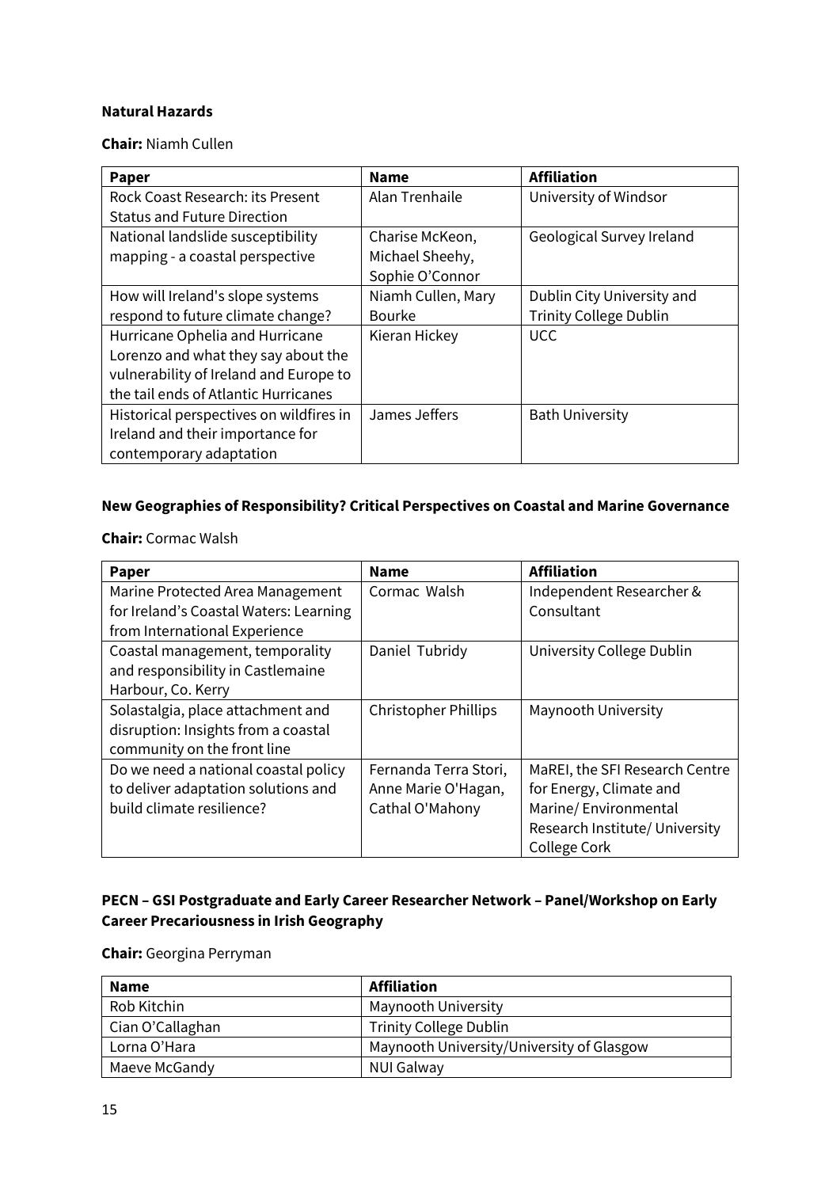**Natural Hazards**

**Chair:** Niamh Cullen

| Paper | Name | Affiliation |
|---|---|---|
| Rock Coast Research: its Present Status and Future Direction | Alan Trenhaile | University of Windsor |
| National landslide susceptibility mapping - a coastal perspective | Charise McKeon, Michael Sheehy, Sophie O'Connor | Geological Survey Ireland |
| How will Ireland's slope systems respond to future climate change? | Niamh Cullen, Mary Bourke | Dublin City University and Trinity College Dublin |
| Hurricane Ophelia and Hurricane Lorenzo and what they say about the vulnerability of Ireland and Europe to the tail ends of Atlantic Hurricanes | Kieran Hickey | UCC |
| Historical perspectives on wildfires in Ireland and their importance for contemporary adaptation | James Jeffers | Bath University |

**New Geographies of Responsibility? Critical Perspectives on Coastal and Marine Governance**

**Chair:** Cormac Walsh

| Paper | Name | Affiliation |
|---|---|---|
| Marine Protected Area Management for Ireland's Coastal Waters: Learning from International Experience | Cormac Walsh | Independent Researcher & Consultant |
| Coastal management, temporality and responsibility in Castlemaine Harbour, Co. Kerry | Daniel Tubridy | University College Dublin |
| Solastalgia, place attachment and disruption: Insights from a coastal community on the front line | Christopher Phillips | Maynooth University |
| Do we need a national coastal policy to deliver adaptation solutions and build climate resilience? | Fernanda Terra Stori, Anne Marie O'Hagan, Cathal O'Mahony | MaREI, the SFI Research Centre for Energy, Climate and Marine/ Environmental Research Institute/ University College Cork |

**PECN – GSI Postgraduate and Early Career Researcher Network – Panel/Workshop on Early Career Precariousness in Irish Geography**

**Chair:** Georgina Perryman

| Name | Affiliation |
|---|---|
| Rob Kitchin | Maynooth University |
| Cian O'Callaghan | Trinity College Dublin |
| Lorna O'Hara | Maynooth University/University of Glasgow |
| Maeve McGandy | NUI Galway |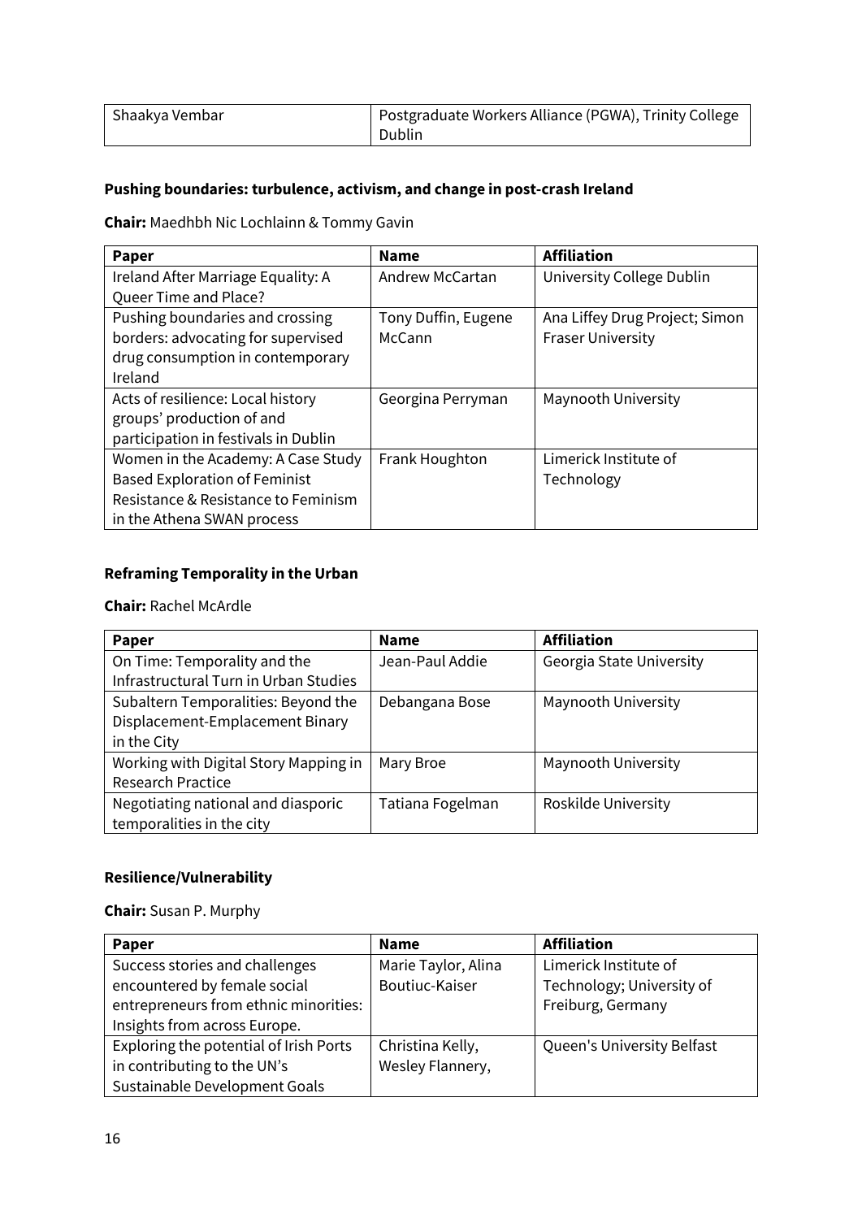| Shaakya Vembar | Postgraduate Workers Alliance (PGWA), Trinity College Dublin |
|---|---|

**Pushing boundaries: turbulence, activism, and change in post-crash Ireland**

**Chair:** Maedhbh Nic Lochlainn & Tommy Gavin

| Paper | Name | Affiliation |
|---|---|---|
| Ireland After Marriage Equality: A Queer Time and Place? | Andrew McCartan | University College Dublin |
| Pushing boundaries and crossing borders: advocating for supervised drug consumption in contemporary Ireland | Tony Duffin, Eugene McCann | Ana Liffey Drug Project; Simon Fraser University |
| Acts of resilience: Local history groups' production of and participation in festivals in Dublin | Georgina Perryman | Maynooth University |
| Women in the Academy: A Case Study Based Exploration of Feminist Resistance & Resistance to Feminism in the Athena SWAN process | Frank Houghton | Limerick Institute of Technology |

**Reframing Temporality in the Urban**

**Chair:** Rachel McArdle

| Paper | Name | Affiliation |
|---|---|---|
| On Time: Temporality and the Infrastructural Turn in Urban Studies | Jean-Paul Addie | Georgia State University |
| Subaltern Temporalities: Beyond the Displacement-Emplacement Binary in the City | Debangana Bose | Maynooth University |
| Working with Digital Story Mapping in Research Practice | Mary Broe | Maynooth University |
| Negotiating national and diasporic temporalities in the city | Tatiana Fogelman | Roskilde University |

**Resilience/Vulnerability**

**Chair:** Susan P. Murphy

| Paper | Name | Affiliation |
|---|---|---|
| Success stories and challenges encountered by female social entrepreneurs from ethnic minorities: Insights from across Europe. | Marie Taylor, Alina Boutiuc-Kaiser | Limerick Institute of Technology; University of Freiburg, Germany |
| Exploring the potential of Irish Ports in contributing to the UN's Sustainable Development Goals | Christina Kelly, Wesley Flannery, | Queen's University Belfast |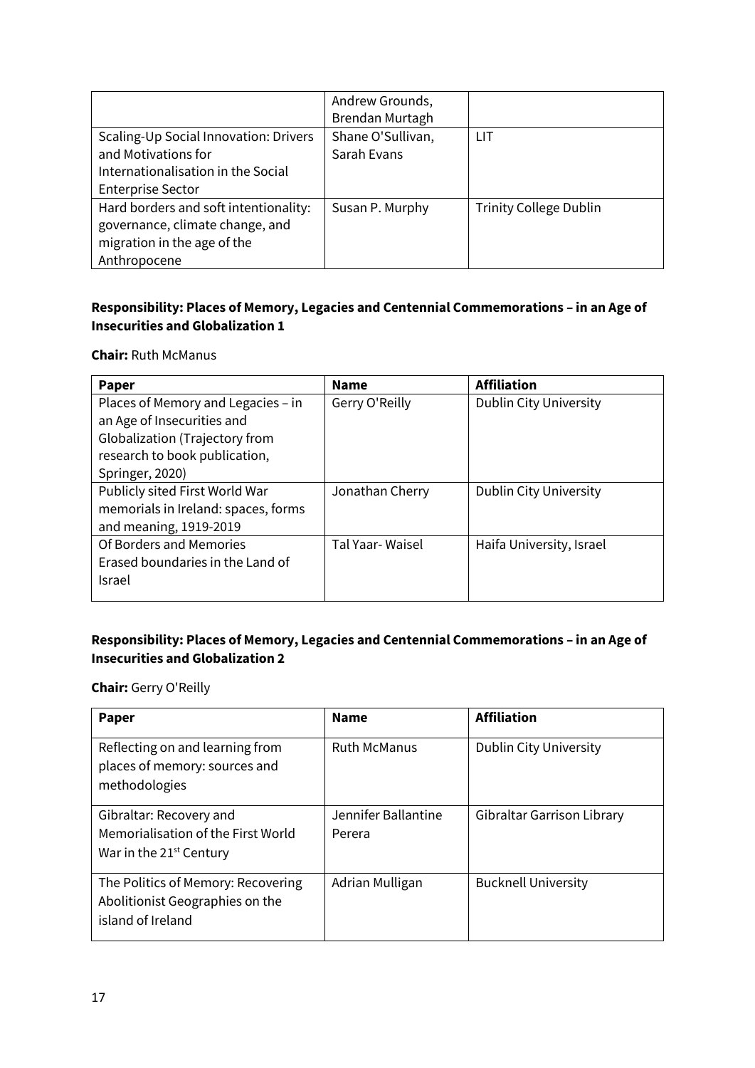| | | |
|---|---|---|
| | Andrew Grounds, Brendan Murtagh | |
| Scaling-Up Social Innovation: Drivers and Motivations for Internationalisation in the Social Enterprise Sector | Shane O'Sullivan, Sarah Evans | LIT |
| Hard borders and soft intentionality: governance, climate change, and migration in the age of the Anthropocene | Susan P. Murphy | Trinity College Dublin |

**Responsibility: Places of Memory, Legacies and Centennial Commemorations – in an Age of Insecurities and Globalization 1**

**Chair:** Ruth McManus

| Paper | Name | Affiliation |
|---|---|---|
| Places of Memory and Legacies – in an Age of Insecurities and Globalization (Trajectory from research to book publication, Springer, 2020) | Gerry O'Reilly | Dublin City University |
| Publicly sited First World War memorials in Ireland: spaces, forms and meaning, 1919-2019 | Jonathan Cherry | Dublin City University |
| Of Borders and Memories Erased boundaries in the Land of Israel | Tal Yaar- Waisel | Haifa University, Israel |

**Responsibility: Places of Memory, Legacies and Centennial Commemorations – in an Age of Insecurities and Globalization 2**

**Chair:** Gerry O'Reilly

| Paper | Name | Affiliation |
|---|---|---|
| Reflecting on and learning from places of memory: sources and methodologies | Ruth McManus | Dublin City University |
| Gibraltar: Recovery and Memorialisation of the First World War in the 21st Century | Jennifer Ballantine Perera | Gibraltar Garrison Library |
| The Politics of Memory: Recovering Abolitionist Geographies on the island of Ireland | Adrian Mulligan | Bucknell University |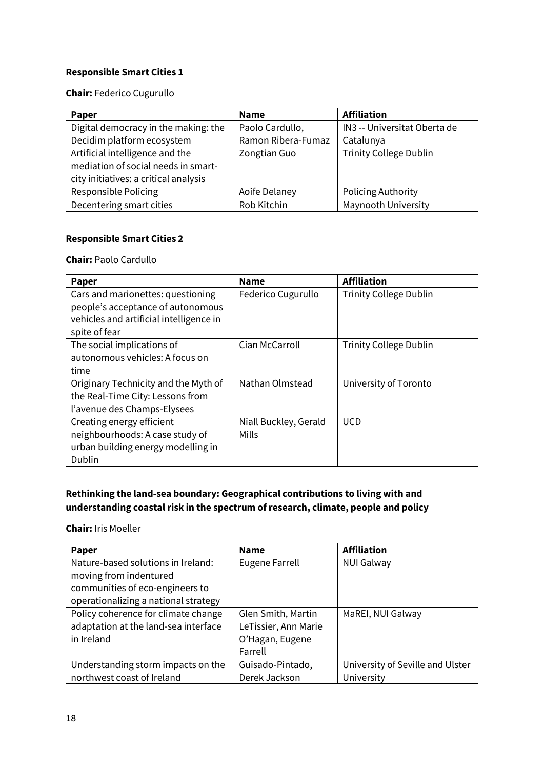**Responsible Smart Cities 1**

**Chair:** Federico Cugurullo

| Paper | Name | Affiliation |
|---|---|---|
| Digital democracy in the making: the Decidim platform ecosystem | Paolo Cardullo, Ramon Ribera-Fumaz | IN3 -- Universitat Oberta de Catalunya |
| Artificial intelligence and the mediation of social needs in smart-city initiatives: a critical analysis | Zongtian Guo | Trinity College Dublin |
| Responsible Policing | Aoife Delaney | Policing Authority |
| Decentering smart cities | Rob Kitchin | Maynooth University |

**Responsible Smart Cities 2**

**Chair:** Paolo Cardullo

| Paper | Name | Affiliation |
|---|---|---|
| Cars and marionettes: questioning people's acceptance of autonomous vehicles and artificial intelligence in spite of fear | Federico Cugurullo | Trinity College Dublin |
| The social implications of autonomous vehicles: A focus on time | Cian McCarroll | Trinity College Dublin |
| Originary Technicity and the Myth of the Real-Time City: Lessons from l'avenue des Champs-Elysees | Nathan Olmstead | University of Toronto |
| Creating energy efficient neighbourhoods: A case study of urban building energy modelling in Dublin | Niall Buckley, Gerald Mills | UCD |

**Rethinking the land-sea boundary: Geographical contributions to living with and understanding coastal risk in the spectrum of research, climate, people and policy**

**Chair:** Iris Moeller

| Paper | Name | Affiliation |
|---|---|---|
| Nature-based solutions in Ireland: moving from indentured communities of eco-engineers to operationalizing a national strategy | Eugene Farrell | NUI Galway |
| Policy coherence for climate change adaptation at the land-sea interface in Ireland | Glen Smith, Martin LeTissier, Ann Marie O'Hagan, Eugene Farrell | MaREI, NUI Galway |
| Understanding storm impacts on the northwest coast of Ireland | Guisado-Pintado, Derek Jackson | University of Seville and Ulster University |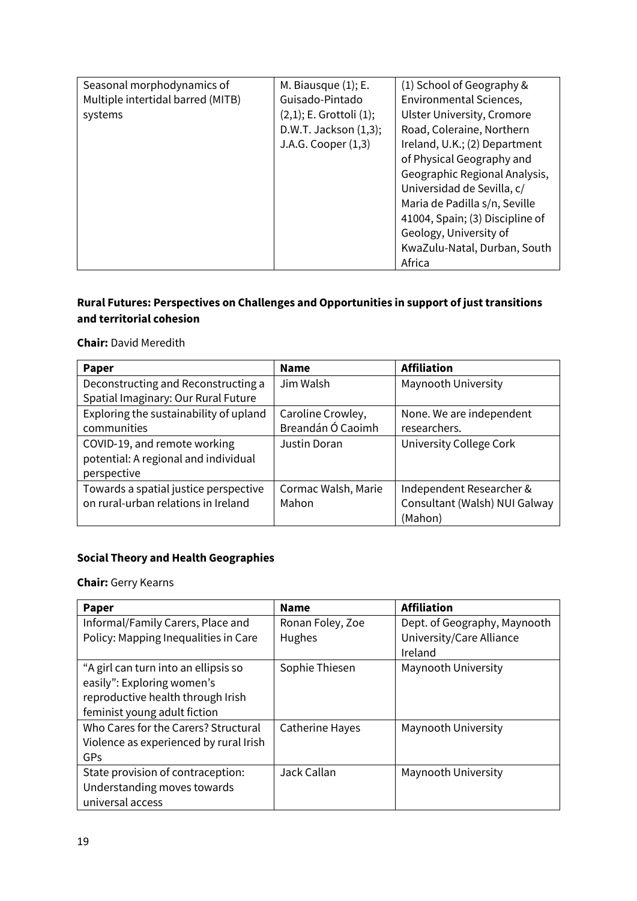| | | |
|---|---|---|
| Seasonal morphodynamics of Multiple intertidal barred (MITB) systems | M. Biausque (1); E. Guisado-Pintado (2,1); E. Grottoli (1); D.W.T. Jackson (1,3); J.A.G. Cooper (1,3) | (1) School of Geography & Environmental Sciences, Ulster University, Cromore Road, Coleraine, Northern Ireland, U.K.; (2) Department of Physical Geography and Geographic Regional Analysis, Universidad de Sevilla, c/ Maria de Padilla s/n, Seville 41004, Spain; (3) Discipline of Geology, University of KwaZulu-Natal, Durban, South Africa |

**Rural Futures: Perspectives on Challenges and Opportunities in support of just transitions and territorial cohesion**

**Chair:** David Meredith

| Paper | Name | Affiliation |
|---|---|---|
| Deconstructing and Reconstructing a Spatial Imaginary: Our Rural Future | Jim Walsh | Maynooth University |
| Exploring the sustainability of upland communities | Caroline Crowley, Breandán Ó Caoimh | None. We are independent researchers. |
| COVID-19, and remote working potential: A regional and individual perspective | Justin Doran | University College Cork |
| Towards a spatial justice perspective on rural-urban relations in Ireland | Cormac Walsh, Marie Mahon | Independent Researcher & Consultant (Walsh) NUI Galway (Mahon) |

**Social Theory and Health Geographies**

**Chair:** Gerry Kearns

| Paper | Name | Affiliation |
|---|---|---|
| Informal/Family Carers, Place and Policy: Mapping Inequalities in Care | Ronan Foley, Zoe Hughes | Dept. of Geography, Maynooth University/Care Alliance Ireland |
| "A girl can turn into an ellipsis so easily": Exploring women's reproductive health through Irish feminist young adult fiction | Sophie Thiesen | Maynooth University |
| Who Cares for the Carers? Structural Violence as experienced by rural Irish GPs | Catherine Hayes | Maynooth University |
| State provision of contraception: Understanding moves towards universal access | Jack Callan | Maynooth University |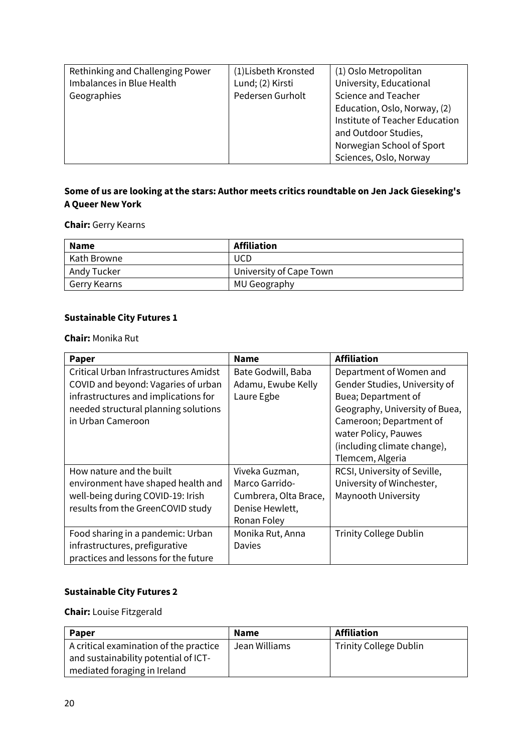| | | |
|---|---|---|
| Rethinking and Challenging Power Imbalances in Blue Health Geographies | (1)Lisbeth Kronsted Lund; (2) Kirsti Pedersen Gurholt | (1) Oslo Metropolitan University, Educational Science and Teacher Education, Oslo, Norway, (2) Institute of Teacher Education and Outdoor Studies, Norwegian School of Sport Sciences, Oslo, Norway |

**Some of us are looking at the stars: Author meets critics roundtable on Jen Jack Gieseking's A Queer New York**

**Chair:** Gerry Kearns

| Name | Affiliation |
|---|---|
| Kath Browne | UCD |
| Andy Tucker | University of Cape Town |
| Gerry Kearns | MU Geography |

**Sustainable City Futures 1**

**Chair:** Monika Rut

| Paper | Name | Affiliation |
|---|---|---|
| Critical Urban Infrastructures Amidst COVID and beyond: Vagaries of urban infrastructures and implications for needed structural planning solutions in Urban Cameroon | Bate Godwill, Baba Adamu, Ewube Kelly Laure Egbe | Department of Women and Gender Studies, University of Buea; Department of Geography, University of Buea, Cameroon; Department of water Policy, Pauwes (including climate change), Tlemcem, Algeria |
| How nature and the built environment have shaped health and well-being during COVID-19: Irish results from the GreenCOVID study | Viveka Guzman, Marco Garrido-Cumbrera, Olta Brace, Denise Hewlett, Ronan Foley | RCSI, University of Seville, University of Winchester, Maynooth University |
| Food sharing in a pandemic: Urban infrastructures, prefigurative practices and lessons for the future | Monika Rut, Anna Davies | Trinity College Dublin |

**Sustainable City Futures 2**

**Chair:** Louise Fitzgerald

| Paper | Name | Affiliation |
|---|---|---|
| A critical examination of the practice and sustainability potential of ICT-mediated foraging in Ireland | Jean Williams | Trinity College Dublin |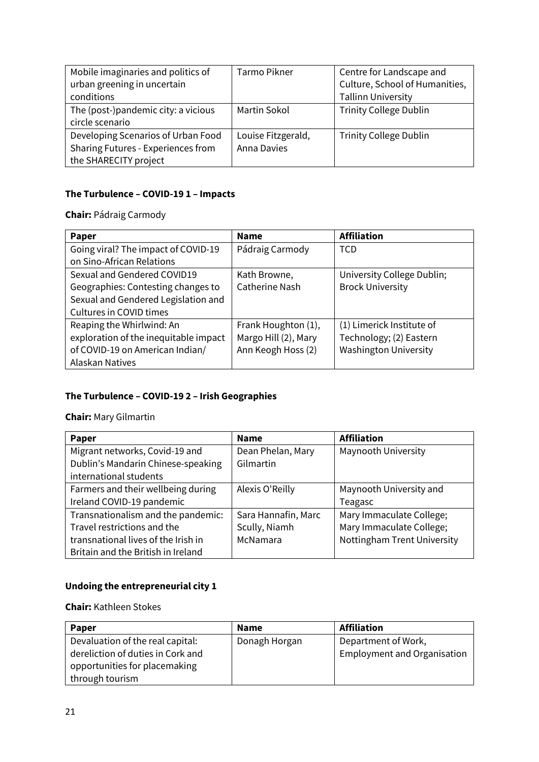| Mobile imaginaries and politics of urban greening in uncertain conditions | Tarmo Pikner | Centre for Landscape and Culture, School of Humanities, Tallinn University |
|---|---|---|
| The (post-)pandemic city: a vicious circle scenario | Martin Sokol | Trinity College Dublin |
| Developing Scenarios of Urban Food Sharing Futures - Experiences from the SHARECITY project | Louise Fitzgerald, Anna Davies | Trinity College Dublin |

**The Turbulence – COVID-19 1 – Impacts**

**Chair:** Pádraig Carmody

| Paper | Name | Affiliation |
|---|---|---|
| Going viral? The impact of COVID-19 on Sino-African Relations | Pádraig Carmody | TCD |
| Sexual and Gendered COVID19 Geographies: Contesting changes to Sexual and Gendered Legislation and Cultures in COVID times | Kath Browne, Catherine Nash | University College Dublin; Brock University |
| Reaping the Whirlwind: An exploration of the inequitable impact of COVID-19 on American Indian/ Alaskan Natives | Frank Houghton (1), Margo Hill (2), Mary Ann Keogh Hoss (2) | (1) Limerick Institute of Technology; (2) Eastern Washington University |

**The Turbulence – COVID-19 2 – Irish Geographies**

**Chair:** Mary Gilmartin

| Paper | Name | Affiliation |
|---|---|---|
| Migrant networks, Covid-19 and Dublin's Mandarin Chinese-speaking international students | Dean Phelan, Mary Gilmartin | Maynooth University |
| Farmers and their wellbeing during Ireland COVID-19 pandemic | Alexis O'Reilly | Maynooth University and Teagasc |
| Transnationalism and the pandemic: Travel restrictions and the transnational lives of the Irish in Britain and the British in Ireland | Sara Hannafin, Marc Scully, Niamh McNamara | Mary Immaculate College; Mary Immaculate College; Nottingham Trent University |

**Undoing the entrepreneurial city 1**

**Chair:** Kathleen Stokes

| Paper | Name | Affiliation |
|---|---|---|
| Devaluation of the real capital: dereliction of duties in Cork and opportunities for placemaking through tourism | Donagh Horgan | Department of Work, Employment and Organisation |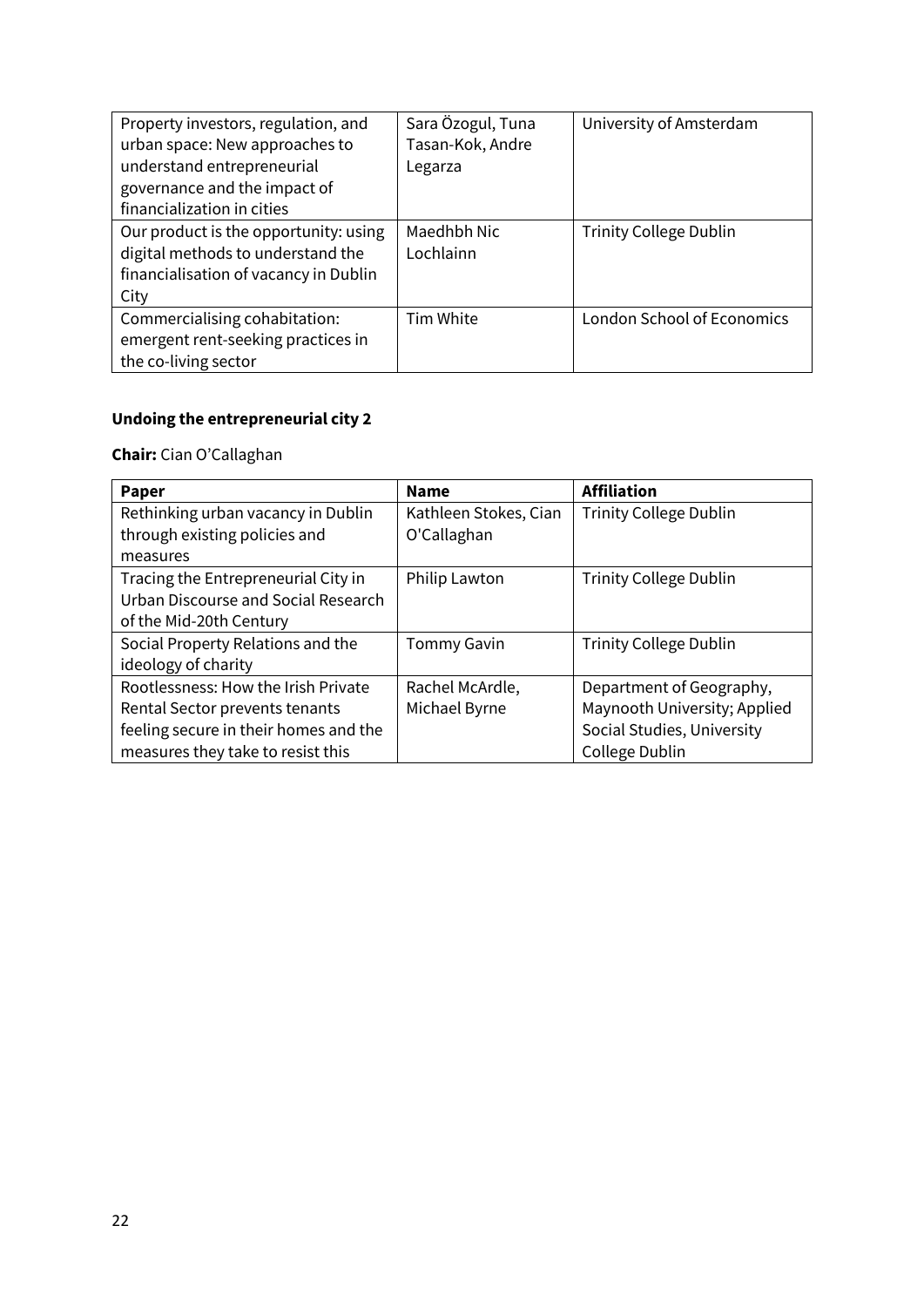| | | |
|---|---|---|
| Property investors, regulation, and urban space: New approaches to understand entrepreneurial governance and the impact of financialization in cities | Sara Özogul, Tuna Tasan-Kok, Andre Legarza | University of Amsterdam |
| Our product is the opportunity: using digital methods to understand the financialisation of vacancy in Dublin City | Maedhbh Nic Lochlainn | Trinity College Dublin |
| Commercialising cohabitation: emergent rent-seeking practices in the co-living sector | Tim White | London School of Economics |

### Undoing the entrepreneurial city 2

**Chair:** Cian O'Callaghan

| Paper | Name | Affiliation |
|---|---|---|
| Rethinking urban vacancy in Dublin through existing policies and measures | Kathleen Stokes, Cian O'Callaghan | Trinity College Dublin |
| Tracing the Entrepreneurial City in Urban Discourse and Social Research of the Mid-20th Century | Philip Lawton | Trinity College Dublin |
| Social Property Relations and the ideology of charity | Tommy Gavin | Trinity College Dublin |
| Rootlessness: How the Irish Private Rental Sector prevents tenants feeling secure in their homes and the measures they take to resist this | Rachel McArdle, Michael Byrne | Department of Geography, Maynooth University; Applied Social Studies, University College Dublin |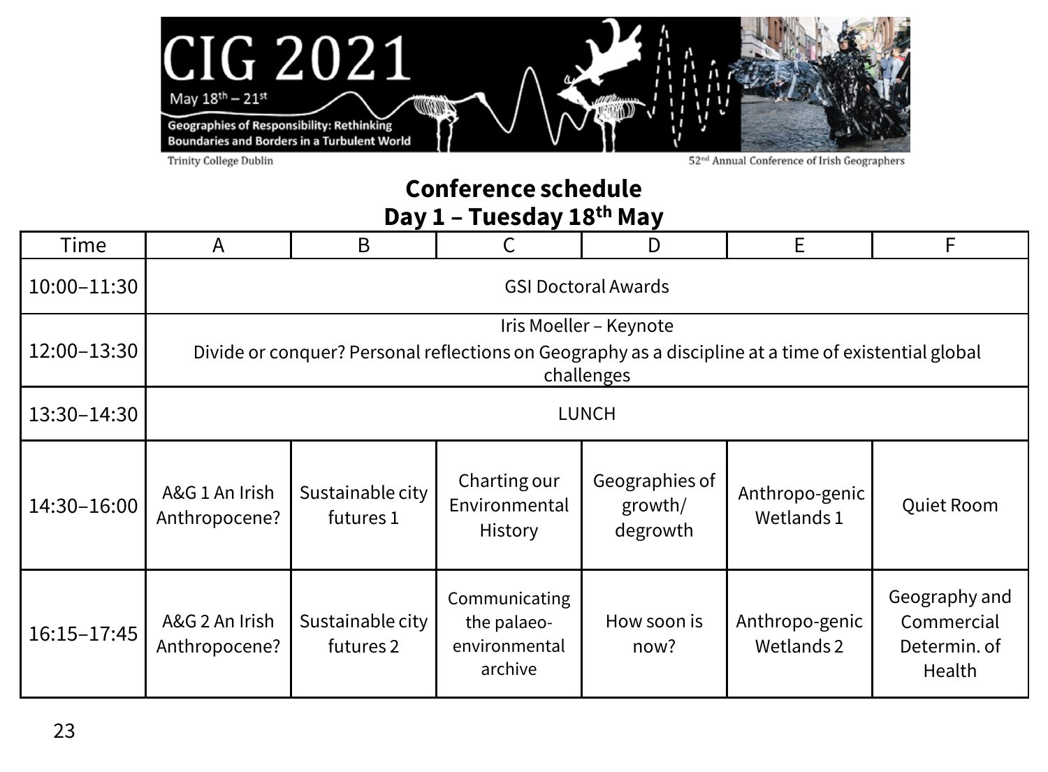CIG 2021

May 18th – 21st

Geographies of Responsibility: Rethinking Boundaries and Borders in a Turbulent World

Trinity College Dublin

52nd Annual Conference of Irish Geographers

## Conference schedule

## Day 1 – Tuesday 18th May

| Time | A | B | C | D | E | F |
|---|---|---|---|---|---|---|
| 10:00–11:30 | GSI Doctoral Awards | | | | | |
| 12:00–13:30 | Iris Moeller – Keynote<br>Divide or conquer? Personal reflections on Geography as a discipline at a time of existential global challenges | | | | | |
| 13:30–14:30 | LUNCH | | | | | |
| 14:30–16:00 | A&G 1 An Irish Anthropocene? | Sustainable city futures 1 | Charting our Environmental History | Geographies of growth/ degrowth | Anthropo-genic Wetlands 1 | Quiet Room |
| 16:15–17:45 | A&G 2 An Irish Anthropocene? | Sustainable city futures 2 | Communicating the palaeo-environmental archive | How soon is now? | Anthropo-genic Wetlands 2 | Geography and Commercial Determin. of Health |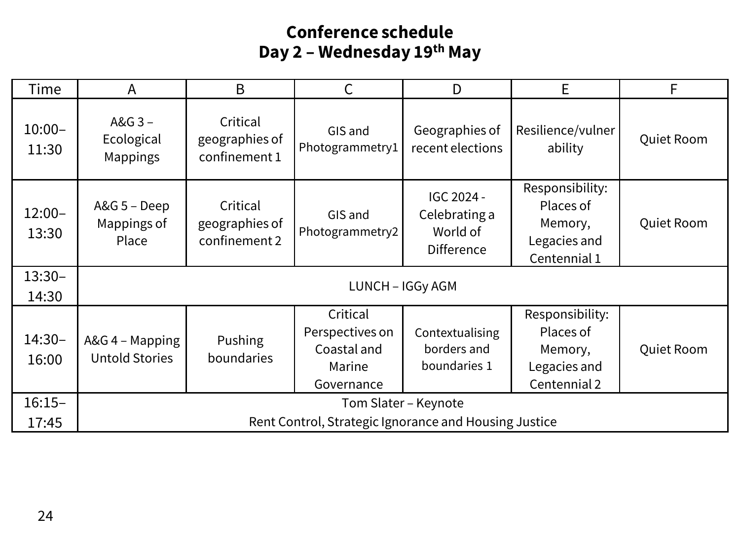# Conference schedule
## Day 2 – Wednesday 19th May

| Time | A | B | C | D | E | F |
|---|---|---|---|---|---|---|
| 10:00–11:30 | A&G 3 – Ecological Mappings | Critical geographies of confinement 1 | GIS and Photogrammetry1 | Geographies of recent elections | Resilience/vulnerability | Quiet Room |
| 12:00–13:30 | A&G 5 – Deep Mappings of Place | Critical geographies of confinement 2 | GIS and Photogrammetry2 | IGC 2024 - Celebrating a World of Difference | Responsibility: Places of Memory, Legacies and Centennial 1 | Quiet Room |
| 13:30–14:30 | LUNCH – IGGy AGM | | | | | |
| 14:30–16:00 | A&G 4 – Mapping Untold Stories | Pushing boundaries | Critical Perspectives on Coastal and Marine Governance | Contextualising borders and boundaries 1 | Responsibility: Places of Memory, Legacies and Centennial 2 | Quiet Room |
| 16:15–17:45 | Tom Slater – Keynote<br>Rent Control, Strategic Ignorance and Housing Justice | | | | | |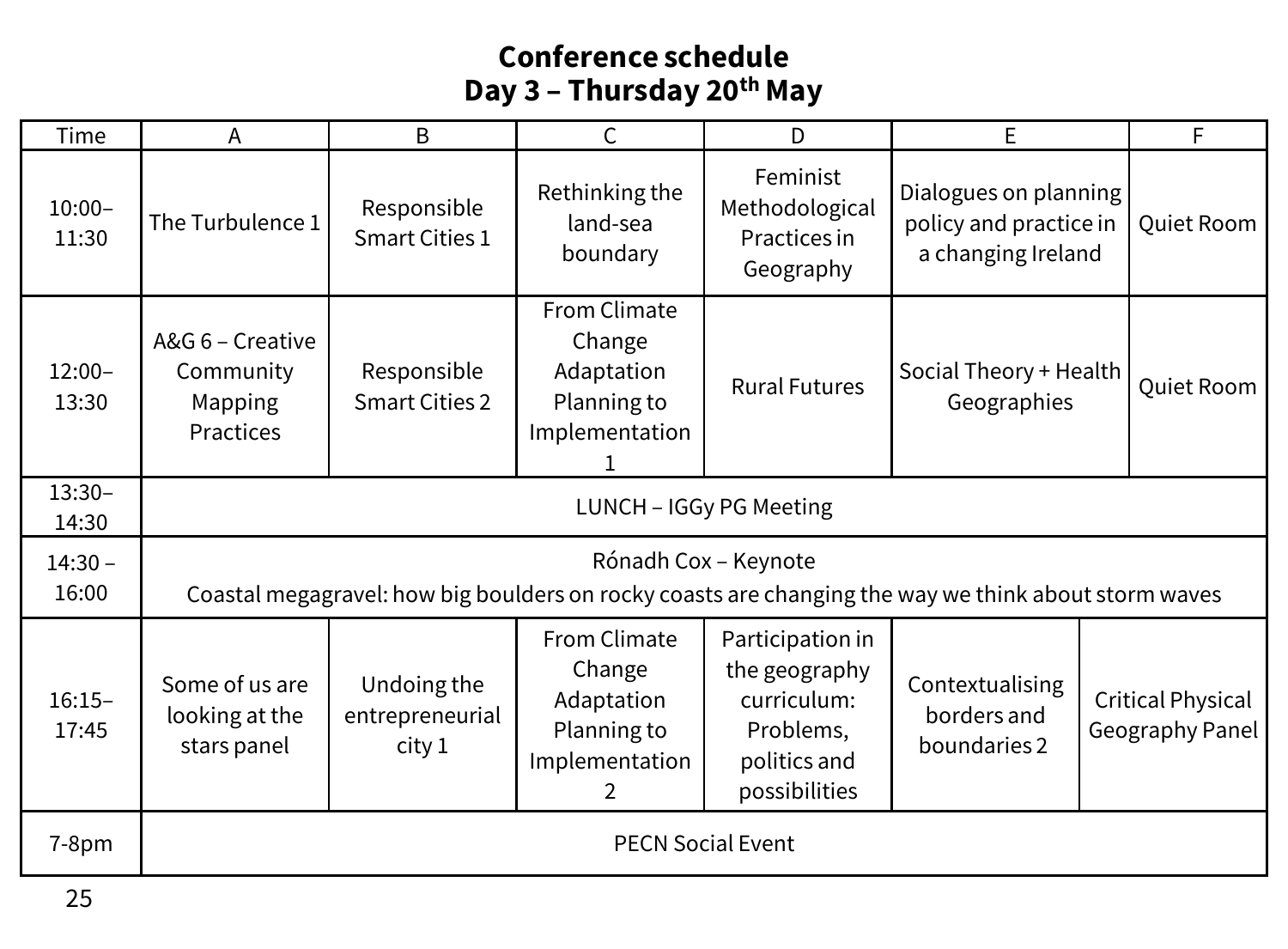# Conference schedule
## Day 3 – Thursday 20th May

| Time | A | B | C | D | E | F |
|---|---|---|---|---|---|---|
| 10:00–11:30 | The Turbulence 1 | Responsible Smart Cities 1 | Rethinking the land-sea boundary | Feminist Methodological Practices in Geography | Dialogues on planning policy and practice in a changing Ireland | Quiet Room |
| 12:00–13:30 | A&G 6 – Creative Community Mapping Practices | Responsible Smart Cities 2 | From Climate Change Adaptation Planning to Implementation 1 | Rural Futures | Social Theory + Health Geographies | Quiet Room |
| 13:30–14:30 | LUNCH – IGGy PG Meeting | | | | | |
| 14:30 – 16:00 | Rónadh Cox – Keynote<br>Coastal megagravel: how big boulders on rocky coasts are changing the way we think about storm waves | | | | | |
| 16:15–17:45 | Some of us are looking at the stars panel | Undoing the entrepreneurial city 1 | From Climate Change Adaptation Planning to Implementation 2 | Participation in the geography curriculum: Problems, politics and possibilities | Contextualising borders and boundaries 2 | Critical Physical Geography Panel |
| 7-8pm | PECN Social Event | | | | | |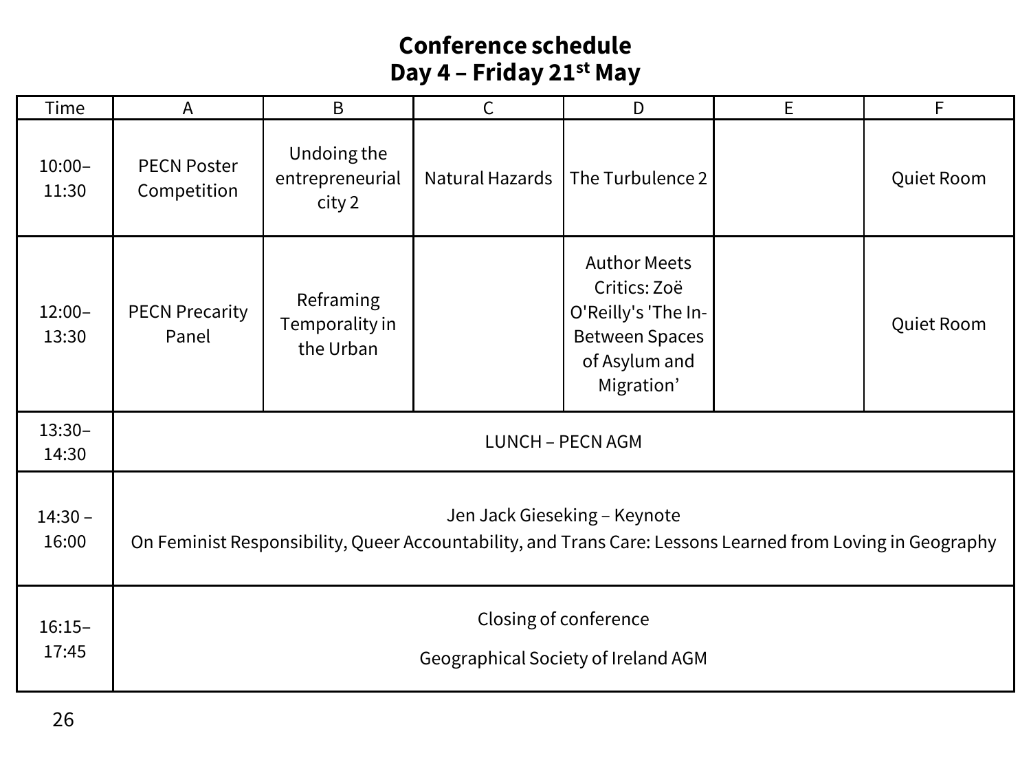# Conference schedule
## Day 4 – Friday 21st May

| Time | A | B | C | D | E | F |
|---|---|---|---|---|---|---|
| 10:00–11:30 | PECN Poster Competition | Undoing the entrepreneurial city 2 | Natural Hazards | The Turbulence 2 | | Quiet Room |
| 12:00–13:30 | PECN Precarity Panel | Reframing Temporality in the Urban | | Author Meets Critics: Zoë O'Reilly's 'The In-Between Spaces of Asylum and Migration' | | Quiet Room |
| 13:30–14:30 | LUNCH – PECN AGM | | | | | |
| 14:30 – 16:00 | Jen Jack Gieseking – Keynote<br>On Feminist Responsibility, Queer Accountability, and Trans Care: Lessons Learned from Loving in Geography | | | | | |
| 16:15–17:45 | Closing of conference<br>Geographical Society of Ireland AGM | | | | | |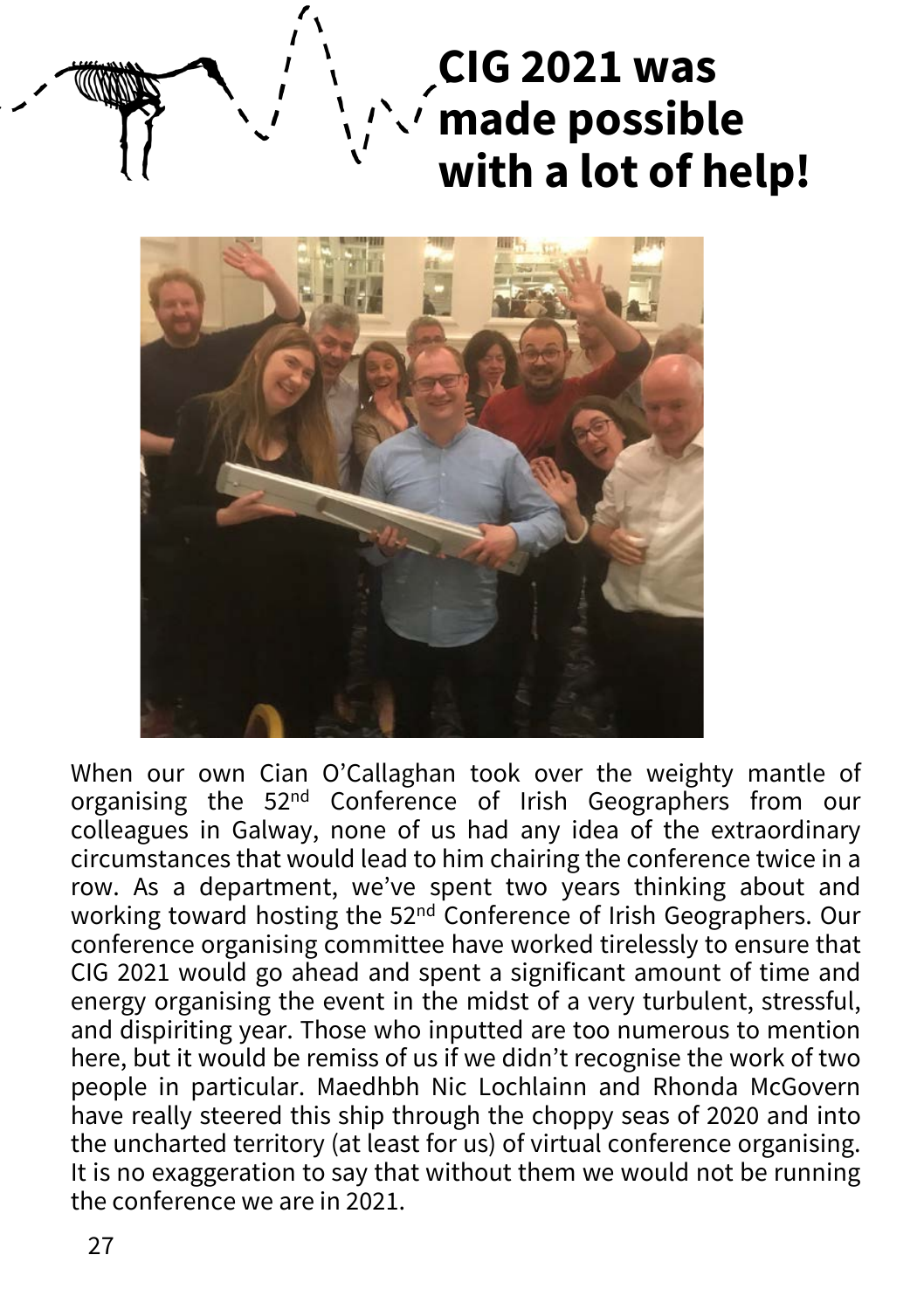# CIG 2021 was made possible with a lot of help!

When our own Cian O'Callaghan took over the weighty mantle of organising the 52nd Conference of Irish Geographers from our colleagues in Galway, none of us had any idea of the extraordinary circumstances that would lead to him chairing the conference twice in a row. As a department, we've spent two years thinking about and working toward hosting the 52nd Conference of Irish Geographers. Our conference organising committee have worked tirelessly to ensure that CIG 2021 would go ahead and spent a significant amount of time and energy organising the event in the midst of a very turbulent, stressful, and dispiriting year. Those who inputted are too numerous to mention here, but it would be remiss of us if we didn't recognise the work of two people in particular. Maedhbh Nic Lochlainn and Rhonda McGovern have really steered this ship through the choppy seas of 2020 and into the uncharted territory (at least for us) of virtual conference organising. It is no exaggeration to say that without them we would not be running the conference we are in 2021.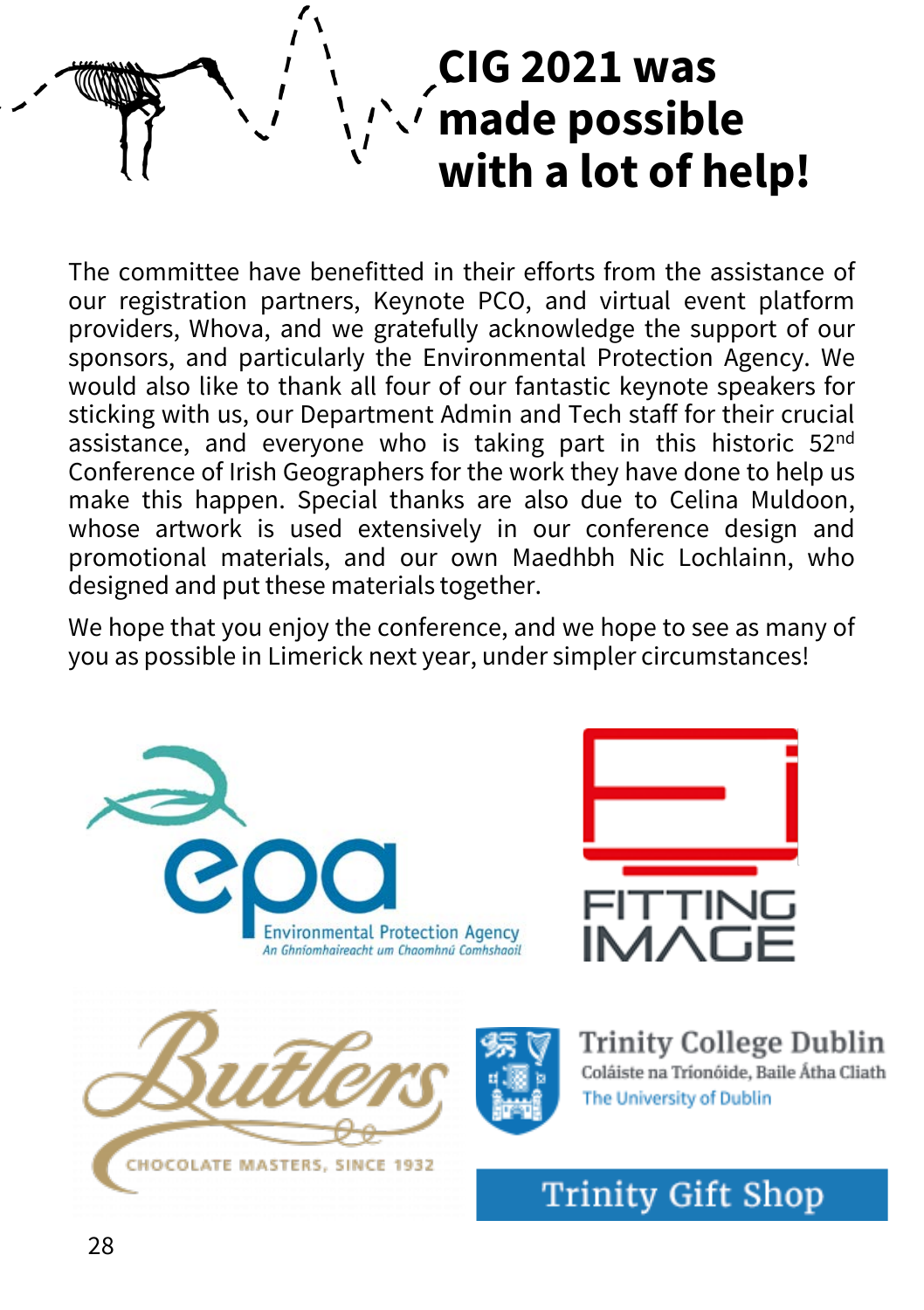# CIG 2021 was made possible with a lot of help!

The committee have benefitted in their efforts from the assistance of our registration partners, Keynote PCO, and virtual event platform providers, Whova, and we gratefully acknowledge the support of our sponsors, and particularly the Environmental Protection Agency. We would also like to thank all four of our fantastic keynote speakers for sticking with us, our Department Admin and Tech staff for their crucial assistance, and everyone who is taking part in this historic 52nd Conference of Irish Geographers for the work they have done to help us make this happen. Special thanks are also due to Celina Muldoon, whose artwork is used extensively in our conference design and promotional materials, and our own Maedhbh Nic Lochlainn, who designed and put these materials together.

We hope that you enjoy the conference, and we hope to see as many of you as possible in Limerick next year, under simpler circumstances!

epa
Environmental Protection Agency
An Ghníomhaireacht um Chaomhnú Comhshaoil

FITTING IMAGE

Butlers
CHOCOLATE MASTERS, SINCE 1932

Trinity College Dublin
Coláiste na Tríonóide, Baile Átha Cliath
The University of Dublin

Trinity Gift Shop